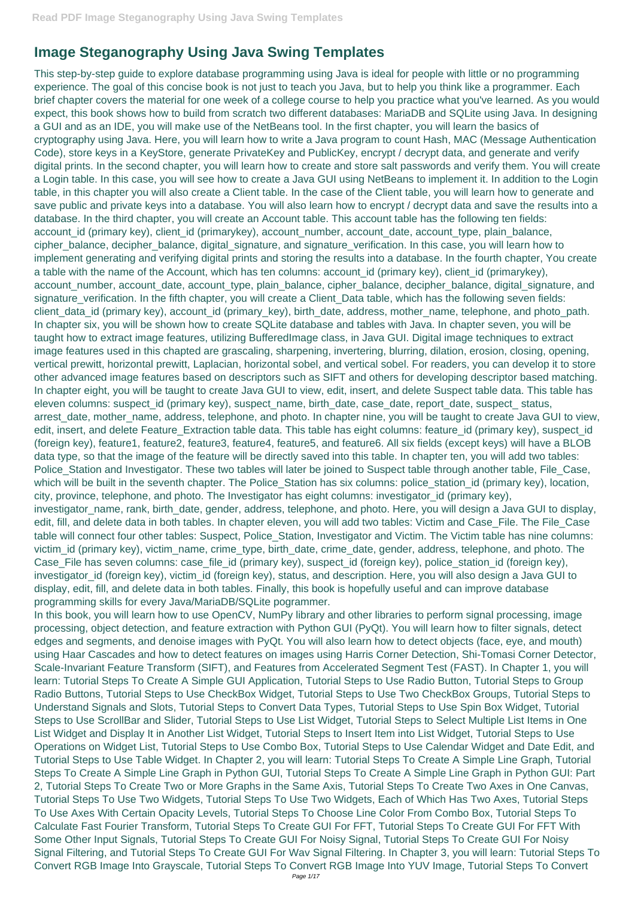# Image Steganography Using Java Swing Templates

This step-by-step guide to explore database programming using Java is ideal for people with little or no programming experience. The goal of this concise book is not just to teach you Java, but to help you think like a programmer. Each brief chapter covers the material for one week of a college course to help you practice what you've learned. As you would expect, this book shows how to build from scratch two different databases: MariaDB and SQLite using Java. In designing a GUI and as an IDE, you will make use of the NetBeans tool. In the first chapter, you will learn the basics of cryptography using Java. Here, you will learn how to write a Java program to count Hash, MAC (Message Authentication Code), store keys in a KeyStore, generate PrivateKey and PublicKey, encrypt / decrypt data, and generate and verify digital prints. In the second chapter, you will learn how to create and store salt passwords and verify them. You will create a Login table. In this case, you will see how to create a Java GUI using NetBeans to implement it. In addition to the Login table, in this chapter you will also create a Client table. In the case of the Client table, you will learn how to generate and save public and private keys into a database. You will also learn how to encrypt / decrypt data and save the results into a database. In the third chapter, you will create an Account table. This account table has the following ten fields: account_id (primary key), client_id (primarykey), account_number, account_date, account_type, plain_balance, cipher_balance, decipher_balance, digital_signature, and signature_verification. In this case, you will learn how to implement generating and verifying digital prints and storing the results into a database. In the fourth chapter, You create a table with the name of the Account, which has ten columns: account_id (primary key), client_id (primarykey), account_number, account_date, account_type, plain_balance, cipher_balance, decipher_balance, digital_signature, and signature_verification. In the fifth chapter, you will create a Client_Data table, which has the following seven fields: client_data_id (primary key), account_id (primary_key), birth_date, address, mother_name, telephone, and photo_path. In chapter six, you will be shown how to create SQLite database and tables with Java. In chapter seven, you will be taught how to extract image features, utilizing BufferedImage class, in Java GUI. Digital image techniques to extract image features used in this chapted are grascaling, sharpening, invertering, blurring, dilation, erosion, closing, opening, vertical prewitt, horizontal prewitt, Laplacian, horizontal sobel, and vertical sobel. For readers, you can develop it to store other advanced image features based on descriptors such as SIFT and others for developing descriptor based matching. In chapter eight, you will be taught to create Java GUI to view, edit, insert, and delete Suspect table data. This table has eleven columns: suspect_id (primary key), suspect_name, birth_date, case_date, report_date, suspect_ status, arrest_date, mother_name, address, telephone, and photo. In chapter nine, you will be taught to create Java GUI to view, edit, insert, and delete Feature_Extraction table data. This table has eight columns: feature_id (primary key), suspect_id (foreign key), feature1, feature2, feature3, feature4, feature5, and feature6. All six fields (except keys) will have a BLOB data type, so that the image of the feature will be directly saved into this table. In chapter ten, you will add two tables: Police_Station and Investigator. These two tables will later be joined to Suspect table through another table, File_Case, which will be built in the seventh chapter. The Police_Station has six columns: police_station_id (primary key), location, city, province, telephone, and photo. The Investigator has eight columns: investigator_id (primary key), investigator_name, rank, birth_date, gender, address, telephone, and photo. Here, you will design a Java GUI to display, edit, fill, and delete data in both tables. In chapter eleven, you will add two tables: Victim and Case_File. The File_Case table will connect four other tables: Suspect, Police_Station, Investigator and Victim. The Victim table has nine columns: victim_id (primary key), victim_name, crime_type, birth_date, crime_date, gender, address, telephone, and photo. The Case_File has seven columns: case_file_id (primary key), suspect_id (foreign key), police_station_id (foreign key), investigator_id (foreign key), victim_id (foreign key), status, and description. Here, you will also design a Java GUI to display, edit, fill, and delete data in both tables. Finally, this book is hopefully useful and can improve database programming skills for every Java/MariaDB/SQLite pogrammer.

In this book, you will learn how to use OpenCV, NumPy library and other libraries to perform signal processing, image processing, object detection, and feature extraction with Python GUI (PyQt). You will learn how to filter signals, detect edges and segments, and denoise images with PyQt. You will also learn how to detect objects (face, eye, and mouth) using Haar Cascades and how to detect features on images using Harris Corner Detection, Shi-Tomasi Corner Detector, Scale-Invariant Feature Transform (SIFT), and Features from Accelerated Segment Test (FAST). In Chapter 1, you will learn: Tutorial Steps To Create A Simple GUI Application, Tutorial Steps to Use Radio Button, Tutorial Steps to Group Radio Buttons, Tutorial Steps to Use CheckBox Widget, Tutorial Steps to Use Two CheckBox Groups, Tutorial Steps to Understand Signals and Slots, Tutorial Steps to Convert Data Types, Tutorial Steps to Use Spin Box Widget, Tutorial Steps to Use ScrollBar and Slider, Tutorial Steps to Use List Widget, Tutorial Steps to Select Multiple List Items in One List Widget and Display It in Another List Widget, Tutorial Steps to Insert Item into List Widget, Tutorial Steps to Use Operations on Widget List, Tutorial Steps to Use Combo Box, Tutorial Steps to Use Calendar Widget and Date Edit, and Tutorial Steps to Use Table Widget. In Chapter 2, you will learn: Tutorial Steps To Create A Simple Line Graph, Tutorial Steps To Create A Simple Line Graph in Python GUI, Tutorial Steps To Create A Simple Line Graph in Python GUI: Part 2, Tutorial Steps To Create Two or More Graphs in the Same Axis, Tutorial Steps To Create Two Axes in One Canvas, Tutorial Steps To Use Two Widgets, Tutorial Steps To Use Two Widgets, Each of Which Has Two Axes, Tutorial Steps To Use Axes With Certain Opacity Levels, Tutorial Steps To Choose Line Color From Combo Box, Tutorial Steps To Calculate Fast Fourier Transform, Tutorial Steps To Create GUI For FFT, Tutorial Steps To Create GUI For FFT With Some Other Input Signals, Tutorial Steps To Create GUI For Noisy Signal, Tutorial Steps To Create GUI For Noisy Signal Filtering, and Tutorial Steps To Create GUI For Wav Signal Filtering. In Chapter 3, you will learn: Tutorial Steps To Convert RGB Image Into Grayscale, Tutorial Steps To Convert RGB Image Into YUV Image, Tutorial Steps To Convert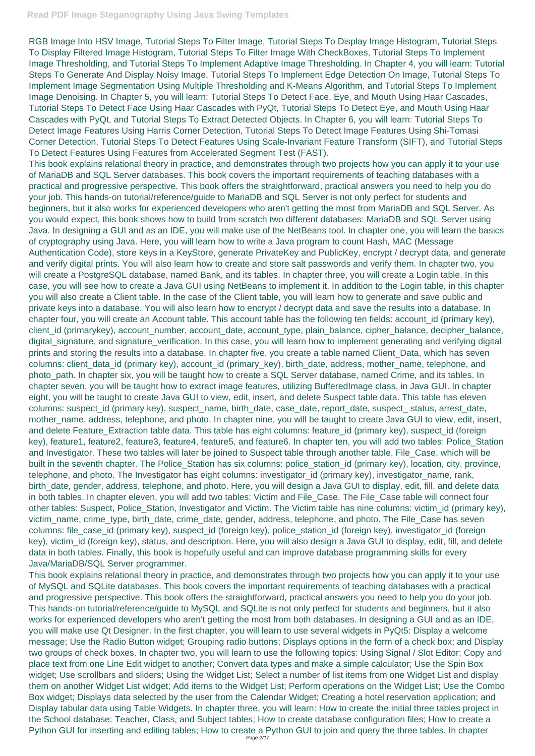RGB Image Into HSV Image, Tutorial Steps To Filter Image, Tutorial Steps To Display Image Histogram, Tutorial Steps To Display Filtered Image Histogram, Tutorial Steps To Filter Image With CheckBoxes, Tutorial Steps To Implement Image Thresholding, and Tutorial Steps To Implement Adaptive Image Thresholding. In Chapter 4, you will learn: Tutorial Steps To Generate And Display Noisy Image, Tutorial Steps To Implement Edge Detection On Image, Tutorial Steps To Implement Image Segmentation Using Multiple Thresholding and K-Means Algorithm, and Tutorial Steps To Implement Image Denoising. In Chapter 5, you will learn: Tutorial Steps To Detect Face, Eye, and Mouth Using Haar Cascades, Tutorial Steps To Detect Face Using Haar Cascades with PyQt, Tutorial Steps To Detect Eye, and Mouth Using Haar Cascades with PyQt, and Tutorial Steps To Extract Detected Objects. In Chapter 6, you will learn: Tutorial Steps To Detect Image Features Using Harris Corner Detection, Tutorial Steps To Detect Image Features Using Shi-Tomasi Corner Detection, Tutorial Steps To Detect Features Using Scale-Invariant Feature Transform (SIFT), and Tutorial Steps To Detect Features Using Features from Accelerated Segment Test (FAST).

This book explains relational theory in practice, and demonstrates through two projects how you can apply it to your use of MariaDB and SQL Server databases. This book covers the important requirements of teaching databases with a practical and progressive perspective. This book offers the straightforward, practical answers you need to help you do your job. This hands-on tutorial/reference/guide to MariaDB and SQL Server is not only perfect for students and beginners, but it also works for experienced developers who aren't getting the most from MariaDB and SQL Server. As you would expect, this book shows how to build from scratch two different databases: MariaDB and SQL Server using Java. In designing a GUI and as an IDE, you will make use of the NetBeans tool. In chapter one, you will learn the basics of cryptography using Java. Here, you will learn how to write a Java program to count Hash, MAC (Message Authentication Code), store keys in a KeyStore, generate PrivateKey and PublicKey, encrypt / decrypt data, and generate and verify digital prints. You will also learn how to create and store salt passwords and verify them. In chapter two, you will create a PostgreSQL database, named Bank, and its tables. In chapter three, you will create a Login table. In this case, you will see how to create a Java GUI using NetBeans to implement it. In addition to the Login table, in this chapter you will also create a Client table. In the case of the Client table, you will learn how to generate and save public and private keys into a database. You will also learn how to encrypt / decrypt data and save the results into a database. In chapter four, you will create an Account table. This account table has the following ten fields: account_id (primary key), client_id (primarykey), account_number, account_date, account_type, plain_balance, cipher_balance, decipher_balance, digital_signature, and signature_verification. In this case, you will learn how to implement generating and verifying digital prints and storing the results into a database. In chapter five, you create a table named Client_Data, which has seven columns: client_data_id (primary key), account_id (primary_key), birth_date, address, mother_name, telephone, and photo_path. In chapter six, you will be taught how to create a SQL Server database, named Crime, and its tables. In chapter seven, you will be taught how to extract image features, utilizing BufferedImage class, in Java GUI. In chapter eight, you will be taught to create Java GUI to view, edit, insert, and delete Suspect table data. This table has eleven columns: suspect_id (primary key), suspect_name, birth_date, case_date, report_date, suspect_ status, arrest_date, mother_name, address, telephone, and photo. In chapter nine, you will be taught to create Java GUI to view, edit, insert, and delete Feature_Extraction table data. This table has eight columns: feature_id (primary key), suspect_id (foreign key), feature1, feature2, feature3, feature4, feature5, and feature6. In chapter ten, you will add two tables: Police_Station and Investigator. These two tables will later be joined to Suspect table through another table, File_Case, which will be built in the seventh chapter. The Police_Station has six columns: police_station_id (primary key), location, city, province, telephone, and photo. The Investigator has eight columns: investigator_id (primary key), investigator_name, rank, birth_date, gender, address, telephone, and photo. Here, you will design a Java GUI to display, edit, fill, and delete data in both tables. In chapter eleven, you will add two tables: Victim and File_Case. The File_Case table will connect four other tables: Suspect, Police_Station, Investigator and Victim. The Victim table has nine columns: victim_id (primary key), victim_name, crime_type, birth_date, crime_date, gender, address, telephone, and photo. The File_Case has seven columns: file_case_id (primary key), suspect_id (foreign key), police_station_id (foreign key), investigator_id (foreign key), victim_id (foreign key), status, and description. Here, you will also design a Java GUI to display, edit, fill, and delete data in both tables. Finally, this book is hopefully useful and can improve database programming skills for every Java/MariaDB/SQL Server programmer.

This book explains relational theory in practice, and demonstrates through two projects how you can apply it to your use of MySQL and SQLite databases. This book covers the important requirements of teaching databases with a practical and progressive perspective. This book offers the straightforward, practical answers you need to help you do your job. This hands-on tutorial/reference/guide to MySQL and SQLite is not only perfect for students and beginners, but it also works for experienced developers who aren't getting the most from both databases. In designing a GUI and as an IDE, you will make use Qt Designer. In the first chapter, you will learn to use several widgets in PyQt5: Display a welcome message; Use the Radio Button widget; Grouping radio buttons; Displays options in the form of a check box; and Display two groups of check boxes. In chapter two, you will learn to use the following topics: Using Signal / Slot Editor; Copy and place text from one Line Edit widget to another; Convert data types and make a simple calculator; Use the Spin Box widget; Use scrollbars and sliders; Using the Widget List; Select a number of list items from one Widget List and display them on another Widget List widget; Add items to the Widget List; Perform operations on the Widget List; Use the Combo Box widget; Displays data selected by the user from the Calendar Widget; Creating a hotel reservation application; and Display tabular data using Table Widgets. In chapter three, you will learn: How to create the initial three tables project in the School database: Teacher, Class, and Subject tables; How to create database configuration files; How to create a Python GUI for inserting and editing tables; How to create a Python GUI to join and query the three tables. In chapter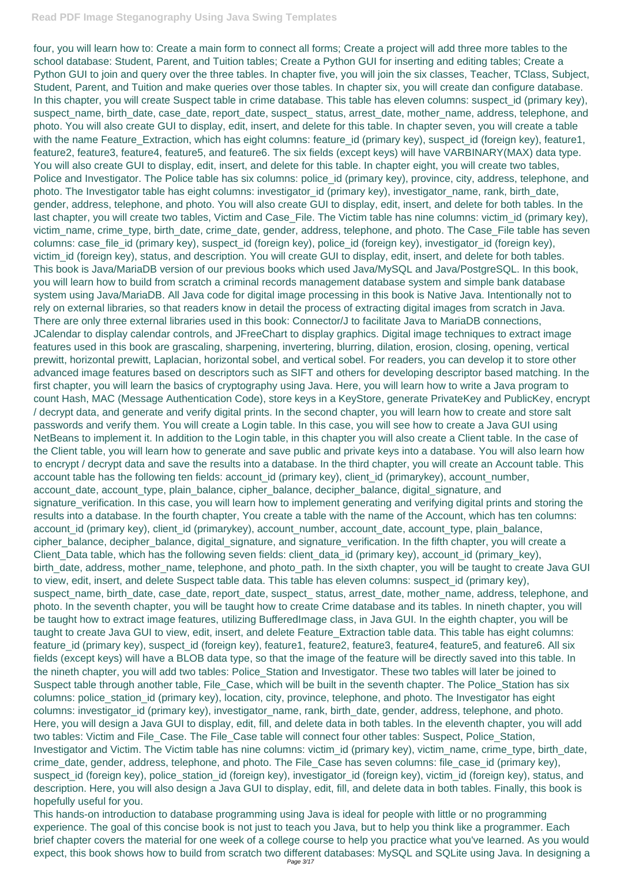four, you will learn how to: Create a main form to connect all forms; Create a project will add three more tables to the school database: Student, Parent, and Tuition tables; Create a Python GUI for inserting and editing tables; Create a Python GUI to join and query over the three tables. In chapter five, you will join the six classes, Teacher, TClass, Subject, Student, Parent, and Tuition and make queries over those tables. In chapter six, you will create dan configure database. In this chapter, you will create Suspect table in crime database. This table has eleven columns: suspect_id (primary key), suspect_name, birth_date, case_date, report_date, suspect_ status, arrest_date, mother_name, address, telephone, and photo. You will also create GUI to display, edit, insert, and delete for this table. In chapter seven, you will create a table with the name Feature_Extraction, which has eight columns: feature_id (primary key), suspect_id (foreign key), feature1, feature2, feature3, feature4, feature5, and feature6. The six fields (except keys) will have VARBINARY(MAX) data type. You will also create GUI to display, edit, insert, and delete for this table. In chapter eight, you will create two tables, Police and Investigator. The Police table has six columns: police_id (primary key), province, city, address, telephone, and photo. The Investigator table has eight columns: investigator_id (primary key), investigator_name, rank, birth_date, gender, address, telephone, and photo. You will also create GUI to display, edit, insert, and delete for both tables. In the last chapter, you will create two tables, Victim and Case_File. The Victim table has nine columns: victim_id (primary key), victim_name, crime_type, birth_date, crime_date, gender, address, telephone, and photo. The Case_File table has seven columns: case_file_id (primary key), suspect_id (foreign key), police_id (foreign key), investigator_id (foreign key), victim_id (foreign key), status, and description. You will create GUI to display, edit, insert, and delete for both tables. This book is Java/MariaDB version of our previous books which used Java/MySQL and Java/PostgreSQL. In this book, you will learn how to build from scratch a criminal records management database system and simple bank database system using Java/MariaDB. All Java code for digital image processing in this book is Native Java. Intentionally not to rely on external libraries, so that readers know in detail the process of extracting digital images from scratch in Java. There are only three external libraries used in this book: Connector/J to facilitate Java to MariaDB connections, JCalendar to display calendar controls, and JFreeChart to display graphics. Digital image techniques to extract image features used in this book are grascaling, sharpening, invertering, blurring, dilation, erosion, closing, opening, vertical prewitt, horizontal prewitt, Laplacian, horizontal sobel, and vertical sobel. For readers, you can develop it to store other advanced image features based on descriptors such as SIFT and others for developing descriptor based matching. In the first chapter, you will learn the basics of cryptography using Java. Here, you will learn how to write a Java program to count Hash, MAC (Message Authentication Code), store keys in a KeyStore, generate PrivateKey and PublicKey, encrypt / decrypt data, and generate and verify digital prints. In the second chapter, you will learn how to create and store salt passwords and verify them. You will create a Login table. In this case, you will see how to create a Java GUI using NetBeans to implement it. In addition to the Login table, in this chapter you will also create a Client table. In the case of the Client table, you will learn how to generate and save public and private keys into a database. You will also learn how to encrypt / decrypt data and save the results into a database. In the third chapter, you will create an Account table. This account table has the following ten fields: account_id (primary key), client_id (primarykey), account_number, account_date, account_type, plain_balance, cipher_balance, decipher_balance, digital_signature, and signature_verification. In this case, you will learn how to implement generating and verifying digital prints and storing the results into a database. In the fourth chapter, You create a table with the name of the Account, which has ten columns: account_id (primary key), client_id (primarykey), account_number, account_date, account_type, plain_balance, cipher_balance, decipher_balance, digital_signature, and signature_verification. In the fifth chapter, you will create a Client_Data table, which has the following seven fields: client_data_id (primary key), account_id (primary_key), birth_date, address, mother_name, telephone, and photo_path. In the sixth chapter, you will be taught to create Java GUI to view, edit, insert, and delete Suspect table data. This table has eleven columns: suspect_id (primary key), suspect_name, birth_date, case_date, report_date, suspect_ status, arrest_date, mother_name, address, telephone, and photo. In the seventh chapter, you will be taught how to create Crime database and its tables. In nineth chapter, you will be taught how to extract image features, utilizing BufferedImage class, in Java GUI. In the eighth chapter, you will be taught to create Java GUI to view, edit, insert, and delete Feature_Extraction table data. This table has eight columns: feature_id (primary key), suspect_id (foreign key), feature1, feature2, feature3, feature4, feature5, and feature6. All six fields (except keys) will have a BLOB data type, so that the image of the feature will be directly saved into this table. In the nineth chapter, you will add two tables: Police_Station and Investigator. These two tables will later be joined to Suspect table through another table, File_Case, which will be built in the seventh chapter. The Police_Station has six columns: police_station_id (primary key), location, city, province, telephone, and photo. The Investigator has eight columns: investigator_id (primary key), investigator_name, rank, birth_date, gender, address, telephone, and photo. Here, you will design a Java GUI to display, edit, fill, and delete data in both tables. In the eleventh chapter, you will add two tables: Victim and File_Case. The File_Case table will connect four other tables: Suspect, Police_Station, Investigator and Victim. The Victim table has nine columns: victim_id (primary key), victim_name, crime_type, birth_date, crime_date, gender, address, telephone, and photo. The File_Case has seven columns: file_case_id (primary key), suspect_id (foreign key), police_station_id (foreign key), investigator_id (foreign key), victim_id (foreign key), status, and description. Here, you will also design a Java GUI to display, edit, fill, and delete data in both tables. Finally, this book is hopefully useful for you.

This hands-on introduction to database programming using Java is ideal for people with little or no programming experience. The goal of this concise book is not just to teach you Java, but to help you think like a programmer. Each brief chapter covers the material for one week of a college course to help you practice what you've learned. As you would expect, this book shows how to build from scratch two different databases: MySQL and SQLite using Java. In designing a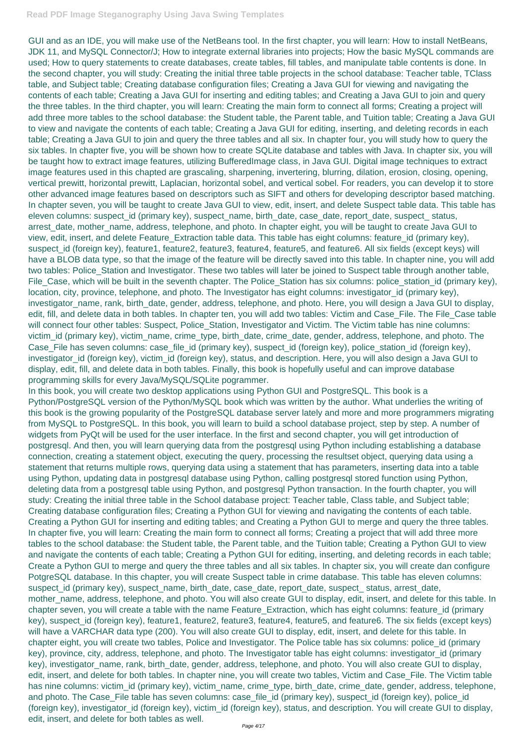GUI and as an IDE, you will make use of the NetBeans tool. In the first chapter, you will learn: How to install NetBeans, JDK 11, and MySQL Connector/J; How to integrate external libraries into projects; How the basic MySQL commands are used; How to query statements to create databases, create tables, fill tables, and manipulate table contents is done. In the second chapter, you will study: Creating the initial three table projects in the school database: Teacher table, TClass table, and Subject table; Creating database configuration files; Creating a Java GUI for viewing and navigating the contents of each table; Creating a Java GUI for inserting and editing tables; and Creating a Java GUI to join and query the three tables. In the third chapter, you will learn: Creating the main form to connect all forms; Creating a project will add three more tables to the school database: the Student table, the Parent table, and Tuition table; Creating a Java GUI to view and navigate the contents of each table; Creating a Java GUI for editing, inserting, and deleting records in each table; Creating a Java GUI to join and query the three tables and all six. In chapter four, you will study how to query the six tables. In chapter five, you will be shown how to create SQLite database and tables with Java. In chapter six, you will be taught how to extract image features, utilizing BufferedImage class, in Java GUI. Digital image techniques to extract image features used in this chapted are grascaling, sharpening, invertering, blurring, dilation, erosion, closing, opening, vertical prewitt, horizontal prewitt, Laplacian, horizontal sobel, and vertical sobel. For readers, you can develop it to store other advanced image features based on descriptors such as SIFT and others for developing descriptor based matching. In chapter seven, you will be taught to create Java GUI to view, edit, insert, and delete Suspect table data. This table has eleven columns: suspect_id (primary key), suspect_name, birth_date, case_date, report_date, suspect_ status, arrest_date, mother_name, address, telephone, and photo. In chapter eight, you will be taught to create Java GUI to view, edit, insert, and delete Feature_Extraction table data. This table has eight columns: feature_id (primary key), suspect_id (foreign key), feature1, feature2, feature3, feature4, feature5, and feature6. All six fields (except keys) will have a BLOB data type, so that the image of the feature will be directly saved into this table. In chapter nine, you will add two tables: Police_Station and Investigator. These two tables will later be joined to Suspect table through another table, File_Case, which will be built in the seventh chapter. The Police_Station has six columns: police_station_id (primary key), location, city, province, telephone, and photo. The Investigator has eight columns: investigator_id (primary key), investigator_name, rank, birth_date, gender, address, telephone, and photo. Here, you will design a Java GUI to display, edit, fill, and delete data in both tables. In chapter ten, you will add two tables: Victim and Case_File. The File_Case table will connect four other tables: Suspect, Police_Station, Investigator and Victim. The Victim table has nine columns: victim_id (primary key), victim_name, crime_type, birth_date, crime_date, gender, address, telephone, and photo. The Case_File has seven columns: case_file_id (primary key), suspect_id (foreign key), police_station_id (foreign key), investigator_id (foreign key), victim_id (foreign key), status, and description. Here, you will also design a Java GUI to display, edit, fill, and delete data in both tables. Finally, this book is hopefully useful and can improve database programming skills for every Java/MySQL/SQLite pogrammer.

In this book, you will create two desktop applications using Python GUI and PostgreSQL. This book is a Python/PostgreSQL version of the Python/MySQL book which was written by the author. What underlies the writing of this book is the growing popularity of the PostgreSQL database server lately and more and more programmers migrating from MySQL to PostgreSQL. In this book, you will learn to build a school database project, step by step. A number of widgets from PyQt will be used for the user interface. In the first and second chapter, you will get introduction of postgresql. And then, you will learn querying data from the postgresql using Python including establishing a database connection, creating a statement object, executing the query, processing the resultset object, querying data using a statement that returns multiple rows, querying data using a statement that has parameters, inserting data into a table using Python, updating data in postgresql database using Python, calling postgresql stored function using Python, deleting data from a postgresql table using Python, and postgresql Python transaction. In the fourth chapter, you will study: Creating the initial three table in the School database project: Teacher table, Class table, and Subject table; Creating database configuration files; Creating a Python GUI for viewing and navigating the contents of each table. Creating a Python GUI for inserting and editing tables; and Creating a Python GUI to merge and query the three tables. In chapter five, you will learn: Creating the main form to connect all forms; Creating a project that will add three more tables to the school database: the Student table, the Parent table, and the Tuition table; Creating a Python GUI to view and navigate the contents of each table; Creating a Python GUI for editing, inserting, and deleting records in each table; Create a Python GUI to merge and query the three tables and all six tables. In chapter six, you will create dan configure PotgreSQL database. In this chapter, you will create Suspect table in crime database. This table has eleven columns: suspect_id (primary key), suspect_name, birth_date, case_date, report_date, suspect_ status, arrest_date, mother_name, address, telephone, and photo. You will also create GUI to display, edit, insert, and delete for this table. In chapter seven, you will create a table with the name Feature_Extraction, which has eight columns: feature_id (primary key), suspect_id (foreign key), feature1, feature2, feature3, feature4, feature5, and feature6. The six fields (except keys) will have a VARCHAR data type (200). You will also create GUI to display, edit, insert, and delete for this table. In chapter eight, you will create two tables, Police and Investigator. The Police table has six columns: police_id (primary key), province, city, address, telephone, and photo. The Investigator table has eight columns: investigator_id (primary key), investigator_name, rank, birth_date, gender, address, telephone, and photo. You will also create GUI to display, edit, insert, and delete for both tables. In chapter nine, you will create two tables, Victim and Case_File. The Victim table has nine columns: victim_id (primary key), victim_name, crime_type, birth_date, crime_date, gender, address, telephone, and photo. The Case_File table has seven columns: case_file_id (primary key), suspect_id (foreign key), police_id (foreign key), investigator_id (foreign key), victim_id (foreign key), status, and description. You will create GUI to display, edit, insert, and delete for both tables as well.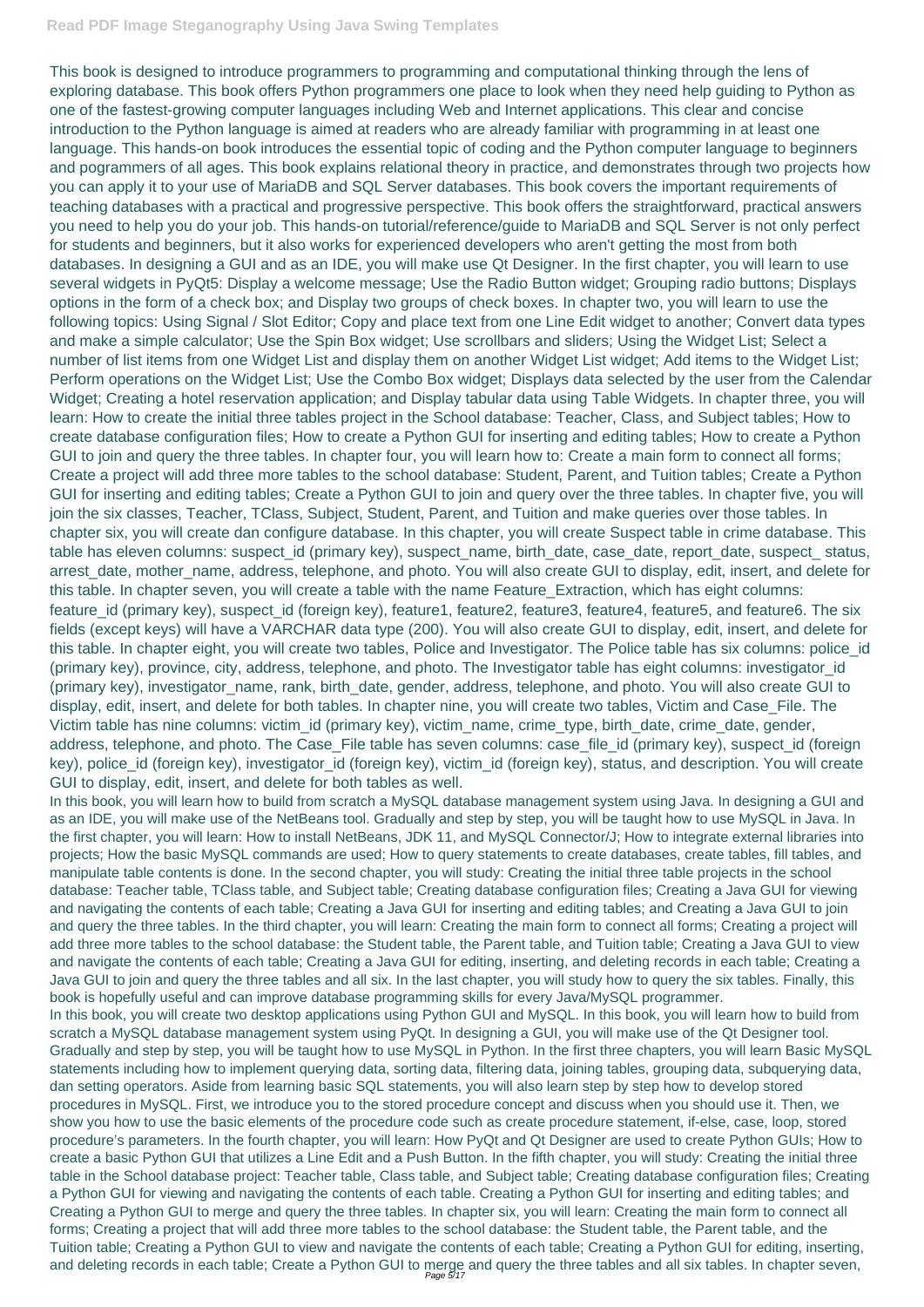This book is designed to introduce programmers to programming and computational thinking through the lens of exploring database. This book offers Python programmers one place to look when they need help guiding to Python as one of the fastest-growing computer languages including Web and Internet applications. This clear and concise introduction to the Python language is aimed at readers who are already familiar with programming in at least one language. This hands-on book introduces the essential topic of coding and the Python computer language to beginners and pogrammers of all ages. This book explains relational theory in practice, and demonstrates through two projects how you can apply it to your use of MariaDB and SQL Server databases. This book covers the important requirements of teaching databases with a practical and progressive perspective. This book offers the straightforward, practical answers you need to help you do your job. This hands-on tutorial/reference/guide to MariaDB and SQL Server is not only perfect for students and beginners, but it also works for experienced developers who aren't getting the most from both databases. In designing a GUI and as an IDE, you will make use Qt Designer. In the first chapter, you will learn to use several widgets in PyQt5: Display a welcome message; Use the Radio Button widget; Grouping radio buttons; Displays options in the form of a check box; and Display two groups of check boxes. In chapter two, you will learn to use the following topics: Using Signal / Slot Editor; Copy and place text from one Line Edit widget to another; Convert data types and make a simple calculator; Use the Spin Box widget; Use scrollbars and sliders; Using the Widget List; Select a number of list items from one Widget List and display them on another Widget List widget; Add items to the Widget List; Perform operations on the Widget List; Use the Combo Box widget; Displays data selected by the user from the Calendar Widget; Creating a hotel reservation application; and Display tabular data using Table Widgets. In chapter three, you will learn: How to create the initial three tables project in the School database: Teacher, Class, and Subject tables; How to create database configuration files; How to create a Python GUI for inserting and editing tables; How to create a Python GUI to join and query the three tables. In chapter four, you will learn how to: Create a main form to connect all forms; Create a project will add three more tables to the school database: Student, Parent, and Tuition tables; Create a Python GUI for inserting and editing tables; Create a Python GUI to join and query over the three tables. In chapter five, you will join the six classes, Teacher, TClass, Subject, Student, Parent, and Tuition and make queries over those tables. In chapter six, you will create dan configure database. In this chapter, you will create Suspect table in crime database. This table has eleven columns: suspect_id (primary key), suspect_name, birth_date, case_date, report_date, suspect_ status, arrest_date, mother_name, address, telephone, and photo. You will also create GUI to display, edit, insert, and delete for this table. In chapter seven, you will create a table with the name Feature_Extraction, which has eight columns: feature_id (primary key), suspect_id (foreign key), feature1, feature2, feature3, feature4, feature5, and feature6. The six fields (except keys) will have a VARCHAR data type (200). You will also create GUI to display, edit, insert, and delete for this table. In chapter eight, you will create two tables, Police and Investigator. The Police table has six columns: police_id (primary key), province, city, address, telephone, and photo. The Investigator table has eight columns: investigator_id (primary key), investigator_name, rank, birth_date, gender, address, telephone, and photo. You will also create GUI to display, edit, insert, and delete for both tables. In chapter nine, you will create two tables, Victim and Case_File. The Victim table has nine columns: victim_id (primary key), victim_name, crime_type, birth_date, crime_date, gender, address, telephone, and photo. The Case_File table has seven columns: case_file_id (primary key), suspect_id (foreign key), police_id (foreign key), investigator_id (foreign key), victim_id (foreign key), status, and description. You will create GUI to display, edit, insert, and delete for both tables as well.

In this book, you will learn how to build from scratch a MySQL database management system using Java. In designing a GUI and as an IDE, you will make use of the NetBeans tool. Gradually and step by step, you will be taught how to use MySQL in Java. In the first chapter, you will learn: How to install NetBeans, JDK 11, and MySQL Connector/J; How to integrate external libraries into projects; How the basic MySQL commands are used; How to query statements to create databases, create tables, fill tables, and manipulate table contents is done. In the second chapter, you will study: Creating the initial three table projects in the school database: Teacher table, TClass table, and Subject table; Creating database configuration files; Creating a Java GUI for viewing and navigating the contents of each table; Creating a Java GUI for inserting and editing tables; and Creating a Java GUI to join and query the three tables. In the third chapter, you will learn: Creating the main form to connect all forms; Creating a project will add three more tables to the school database: the Student table, the Parent table, and Tuition table; Creating a Java GUI to view and navigate the contents of each table; Creating a Java GUI for editing, inserting, and deleting records in each table; Creating a Java GUI to join and query the three tables and all six. In the last chapter, you will study how to query the six tables. Finally, this book is hopefully useful and can improve database programming skills for every Java/MySQL programmer.

In this book, you will create two desktop applications using Python GUI and MySQL. In this book, you will learn how to build from scratch a MySQL database management system using PyQt. In designing a GUI, you will make use of the Qt Designer tool. Gradually and step by step, you will be taught how to use MySQL in Python. In the first three chapters, you will learn Basic MySQL statements including how to implement querying data, sorting data, filtering data, joining tables, grouping data, subquerying data, dan setting operators. Aside from learning basic SQL statements, you will also learn step by step how to develop stored procedures in MySQL. First, we introduce you to the stored procedure concept and discuss when you should use it. Then, we show you how to use the basic elements of the procedure code such as create procedure statement, if-else, case, loop, stored procedure's parameters. In the fourth chapter, you will learn: How PyQt and Qt Designer are used to create Python GUIs; How to create a basic Python GUI that utilizes a Line Edit and a Push Button. In the fifth chapter, you will study: Creating the initial three table in the School database project: Teacher table, Class table, and Subject table; Creating database configuration files; Creating a Python GUI for viewing and navigating the contents of each table. Creating a Python GUI for inserting and editing tables; and Creating a Python GUI to merge and query the three tables. In chapter six, you will learn: Creating the main form to connect all forms; Creating a project that will add three more tables to the school database: the Student table, the Parent table, and the Tuition table; Creating a Python GUI to view and navigate the contents of each table; Creating a Python GUI for editing, inserting, and deleting records in each table; Create a Python GUI to merge and query the three tables and all six tables. In chapter seven,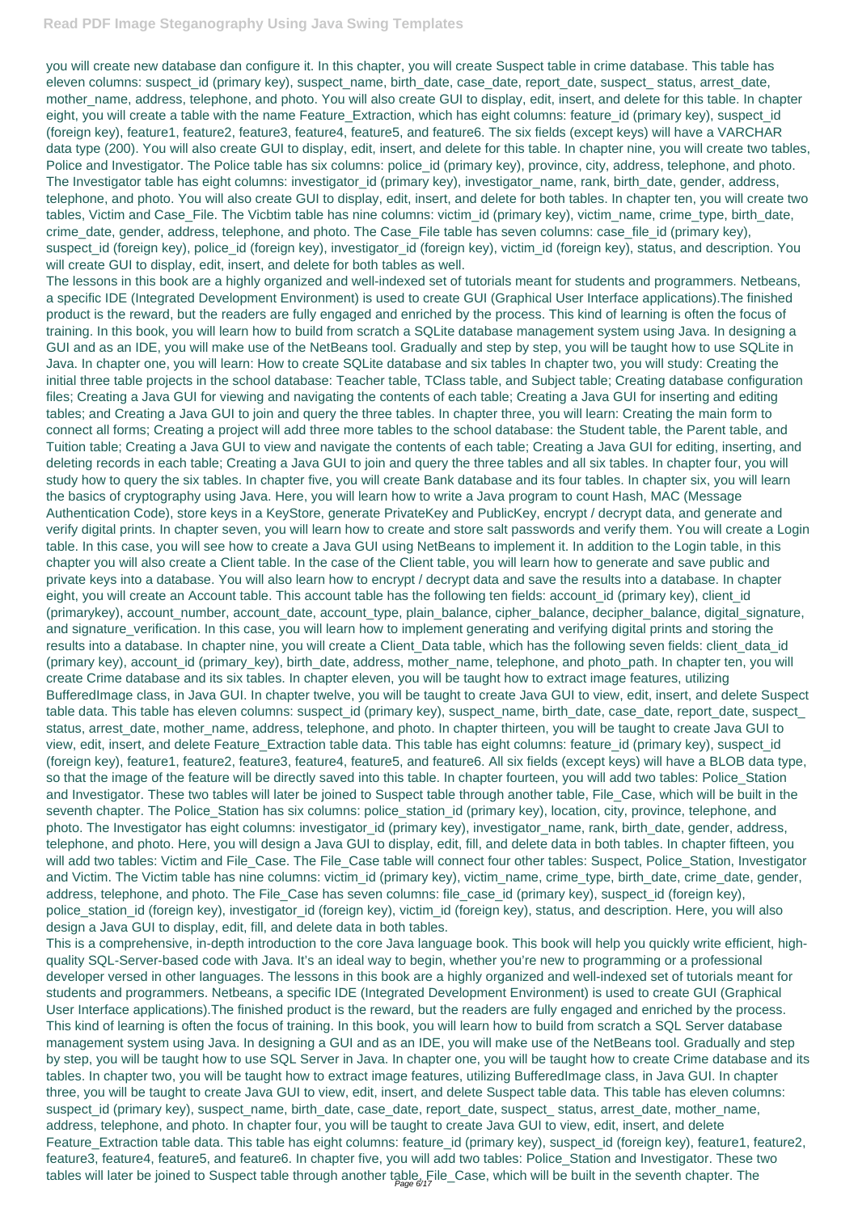you will create new database dan configure it. In this chapter, you will create Suspect table in crime database. This table has eleven columns: suspect_id (primary key), suspect_name, birth_date, case_date, report_date, suspect_ status, arrest_date, mother_name, address, telephone, and photo. You will also create GUI to display, edit, insert, and delete for this table. In chapter eight, you will create a table with the name Feature_Extraction, which has eight columns: feature_id (primary key), suspect_id (foreign key), feature1, feature2, feature3, feature4, feature5, and feature6. The six fields (except keys) will have a VARCHAR data type (200). You will also create GUI to display, edit, insert, and delete for this table. In chapter nine, you will create two tables, Police and Investigator. The Police table has six columns: police_id (primary key), province, city, address, telephone, and photo. The Investigator table has eight columns: investigator_id (primary key), investigator_name, rank, birth_date, gender, address, telephone, and photo. You will also create GUI to display, edit, insert, and delete for both tables. In chapter ten, you will create two tables, Victim and Case_File. The Vicbtim table has nine columns: victim_id (primary key), victim_name, crime_type, birth_date, crime_date, gender, address, telephone, and photo. The Case_File table has seven columns: case_file_id (primary key), suspect_id (foreign key), police_id (foreign key), investigator_id (foreign key), victim_id (foreign key), status, and description. You will create GUI to display, edit, insert, and delete for both tables as well.

The lessons in this book are a highly organized and well-indexed set of tutorials meant for students and programmers. Netbeans, a specific IDE (Integrated Development Environment) is used to create GUI (Graphical User Interface applications).The finished product is the reward, but the readers are fully engaged and enriched by the process. This kind of learning is often the focus of training. In this book, you will learn how to build from scratch a SQLite database management system using Java. In designing a GUI and as an IDE, you will make use of the NetBeans tool. Gradually and step by step, you will be taught how to use SQLite in Java. In chapter one, you will learn: How to create SQLite database and six tables In chapter two, you will study: Creating the initial three table projects in the school database: Teacher table, TClass table, and Subject table; Creating database configuration files; Creating a Java GUI for viewing and navigating the contents of each table; Creating a Java GUI for inserting and editing tables; and Creating a Java GUI to join and query the three tables. In chapter three, you will learn: Creating the main form to connect all forms; Creating a project will add three more tables to the school database: the Student table, the Parent table, and Tuition table; Creating a Java GUI to view and navigate the contents of each table; Creating a Java GUI for editing, inserting, and deleting records in each table; Creating a Java GUI to join and query the three tables and all six tables. In chapter four, you will study how to query the six tables. In chapter five, you will create Bank database and its four tables. In chapter six, you will learn the basics of cryptography using Java. Here, you will learn how to write a Java program to count Hash, MAC (Message Authentication Code), store keys in a KeyStore, generate PrivateKey and PublicKey, encrypt / decrypt data, and generate and verify digital prints. In chapter seven, you will learn how to create and store salt passwords and verify them. You will create a Login table. In this case, you will see how to create a Java GUI using NetBeans to implement it. In addition to the Login table, in this chapter you will also create a Client table. In the case of the Client table, you will learn how to generate and save public and private keys into a database. You will also learn how to encrypt / decrypt data and save the results into a database. In chapter eight, you will create an Account table. This account table has the following ten fields: account_id (primary key), client_id (primarykey), account_number, account_date, account_type, plain_balance, cipher_balance, decipher_balance, digital_signature, and signature_verification. In this case, you will learn how to implement generating and verifying digital prints and storing the results into a database. In chapter nine, you will create a Client_Data table, which has the following seven fields: client_data_id (primary key), account_id (primary_key), birth_date, address, mother_name, telephone, and photo_path. In chapter ten, you will create Crime database and its six tables. In chapter eleven, you will be taught how to extract image features, utilizing BufferedImage class, in Java GUI. In chapter twelve, you will be taught to create Java GUI to view, edit, insert, and delete Suspect table data. This table has eleven columns: suspect_id (primary key), suspect_name, birth_date, case_date, report_date, suspect_ status, arrest_date, mother_name, address, telephone, and photo. In chapter thirteen, you will be taught to create Java GUI to view, edit, insert, and delete Feature_Extraction table data. This table has eight columns: feature_id (primary key), suspect_id (foreign key), feature1, feature2, feature3, feature4, feature5, and feature6. All six fields (except keys) will have a BLOB data type, so that the image of the feature will be directly saved into this table. In chapter fourteen, you will add two tables: Police_Station and Investigator. These two tables will later be joined to Suspect table through another table, File_Case, which will be built in the seventh chapter. The Police_Station has six columns: police_station_id (primary key), location, city, province, telephone, and photo. The Investigator has eight columns: investigator_id (primary key), investigator_name, rank, birth_date, gender, address, telephone, and photo. Here, you will design a Java GUI to display, edit, fill, and delete data in both tables. In chapter fifteen, you will add two tables: Victim and File_Case. The File_Case table will connect four other tables: Suspect, Police_Station, Investigator and Victim. The Victim table has nine columns: victim_id (primary key), victim_name, crime_type, birth_date, crime_date, gender, address, telephone, and photo. The File_Case has seven columns: file_case_id (primary key), suspect_id (foreign key), police_station_id (foreign key), investigator_id (foreign key), victim_id (foreign key), status, and description. Here, you will also design a Java GUI to display, edit, fill, and delete data in both tables.

This is a comprehensive, in-depth introduction to the core Java language book. This book will help you quickly write efficient, high-quality SQL-Server-based code with Java. It's an ideal way to begin, whether you're new to programming or a professional developer versed in other languages. The lessons in this book are a highly organized and well-indexed set of tutorials meant for students and programmers. Netbeans, a specific IDE (Integrated Development Environment) is used to create GUI (Graphical User Interface applications).The finished product is the reward, but the readers are fully engaged and enriched by the process. This kind of learning is often the focus of training. In this book, you will learn how to build from scratch a SQL Server database management system using Java. In designing a GUI and as an IDE, you will make use of the NetBeans tool. Gradually and step by step, you will be taught how to use SQL Server in Java. In chapter one, you will be taught how to create Crime database and its tables. In chapter two, you will be taught how to extract image features, utilizing BufferedImage class, in Java GUI. In chapter three, you will be taught to create Java GUI to view, edit, insert, and delete Suspect table data. This table has eleven columns: suspect_id (primary key), suspect_name, birth_date, case_date, report_date, suspect_ status, arrest_date, mother_name, address, telephone, and photo. In chapter four, you will be taught to create Java GUI to view, edit, insert, and delete Feature_Extraction table data. This table has eight columns: feature_id (primary key), suspect_id (foreign key), feature1, feature2, feature3, feature4, feature5, and feature6. In chapter five, you will add two tables: Police_Station and Investigator. These two tables will later be joined to Suspect table through another table, File_Case, which will be built in the seventh chapter. The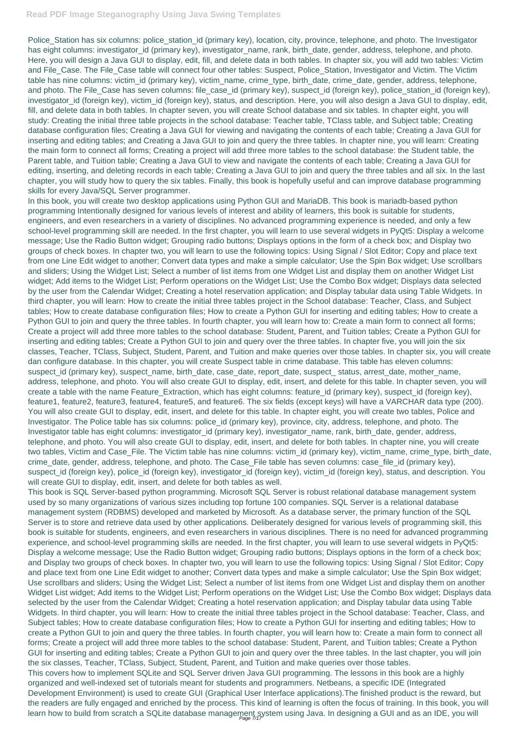Police_Station has six columns: police_station_id (primary key), location, city, province, telephone, and photo. The Investigator has eight columns: investigator_id (primary key), investigator_name, rank, birth_date, gender, address, telephone, and photo. Here, you will design a Java GUI to display, edit, fill, and delete data in both tables. In chapter six, you will add two tables: Victim and File_Case. The File_Case table will connect four other tables: Suspect, Police_Station, Investigator and Victim. The Victim table has nine columns: victim_id (primary key), victim_name, crime_type, birth_date, crime_date, gender, address, telephone, and photo. The File_Case has seven columns: file_case_id (primary key), suspect_id (foreign key), police_station_id (foreign key), investigator_id (foreign key), victim_id (foreign key), status, and description. Here, you will also design a Java GUI to display, edit, fill, and delete data in both tables. In chapter seven, you will create School database and six tables. In chapter eight, you will study: Creating the initial three table projects in the school database: Teacher table, TClass table, and Subject table; Creating database configuration files; Creating a Java GUI for viewing and navigating the contents of each table; Creating a Java GUI for inserting and editing tables; and Creating a Java GUI to join and query the three tables. In chapter nine, you will learn: Creating the main form to connect all forms; Creating a project will add three more tables to the school database: the Student table, the Parent table, and Tuition table; Creating a Java GUI to view and navigate the contents of each table; Creating a Java GUI for editing, inserting, and deleting records in each table; Creating a Java GUI to join and query the three tables and all six. In the last chapter, you will study how to query the six tables. Finally, this book is hopefully useful and can improve database programming skills for every Java/SQL Server programmer.

In this book, you will create two desktop applications using Python GUI and MariaDB. This book is mariadb-based python programming Intentionally designed for various levels of interest and ability of learners, this book is suitable for students, engineers, and even researchers in a variety of disciplines. No advanced programming experience is needed, and only a few school-level programming skill are needed. In the first chapter, you will learn to use several widgets in PyQt5: Display a welcome message; Use the Radio Button widget; Grouping radio buttons; Displays options in the form of a check box; and Display two groups of check boxes. In chapter two, you will learn to use the following topics: Using Signal / Slot Editor; Copy and place text from one Line Edit widget to another; Convert data types and make a simple calculator; Use the Spin Box widget; Use scrollbars and sliders; Using the Widget List; Select a number of list items from one Widget List and display them on another Widget List widget; Add items to the Widget List; Perform operations on the Widget List; Use the Combo Box widget; Displays data selected by the user from the Calendar Widget; Creating a hotel reservation application; and Display tabular data using Table Widgets. In third chapter, you will learn: How to create the initial three tables project in the School database: Teacher, Class, and Subject tables; How to create database configuration files; How to create a Python GUI for inserting and editing tables; How to create a Python GUI to join and query the three tables. In fourth chapter, you will learn how to: Create a main form to connect all forms; Create a project will add three more tables to the school database: Student, Parent, and Tuition tables; Create a Python GUI for inserting and editing tables; Create a Python GUI to join and query over the three tables. In chapter five, you will join the six classes, Teacher, TClass, Subject, Student, Parent, and Tuition and make queries over those tables. In chapter six, you will create dan configure database. In this chapter, you will create Suspect table in crime database. This table has eleven columns: suspect_id (primary key), suspect_name, birth_date, case_date, report_date, suspect_ status, arrest_date, mother_name, address, telephone, and photo. You will also create GUI to display, edit, insert, and delete for this table. In chapter seven, you will create a table with the name Feature_Extraction, which has eight columns: feature_id (primary key), suspect_id (foreign key), feature1, feature2, feature3, feature4, feature5, and feature6. The six fields (except keys) will have a VARCHAR data type (200). You will also create GUI to display, edit, insert, and delete for this table. In chapter eight, you will create two tables, Police and Investigator. The Police table has six columns: police_id (primary key), province, city, address, telephone, and photo. The Investigator table has eight columns: investigator_id (primary key), investigator_name, rank, birth_date, gender, address, telephone, and photo. You will also create GUI to display, edit, insert, and delete for both tables. In chapter nine, you will create two tables, Victim and Case_File. The Victim table has nine columns: victim_id (primary key), victim_name, crime_type, birth_date, crime_date, gender, address, telephone, and photo. The Case_File table has seven columns: case_file_id (primary key), suspect_id (foreign key), police_id (foreign key), investigator_id (foreign key), victim_id (foreign key), status, and description. You will create GUI to display, edit, insert, and delete for both tables as well.

This book is SQL Server-based python programming. Microsoft SQL Server is robust relational database management system used by so many organizations of various sizes including top fortune 100 companies. SQL Server is a relational database management system (RDBMS) developed and marketed by Microsoft. As a database server, the primary function of the SQL Server is to store and retrieve data used by other applications. Deliberately designed for various levels of programming skill, this book is suitable for students, engineers, and even researchers in various disciplines. There is no need for advanced programming experience, and school-level programming skills are needed. In the first chapter, you will learn to use several widgets in PyQt5: Display a welcome message; Use the Radio Button widget; Grouping radio buttons; Displays options in the form of a check box; and Display two groups of check boxes. In chapter two, you will learn to use the following topics: Using Signal / Slot Editor; Copy and place text from one Line Edit widget to another; Convert data types and make a simple calculator; Use the Spin Box widget; Use scrollbars and sliders; Using the Widget List; Select a number of list items from one Widget List and display them on another Widget List widget; Add items to the Widget List; Perform operations on the Widget List; Use the Combo Box widget; Displays data selected by the user from the Calendar Widget; Creating a hotel reservation application; and Display tabular data using Table Widgets. In third chapter, you will learn: How to create the initial three tables project in the School database: Teacher, Class, and Subject tables; How to create database configuration files; How to create a Python GUI for inserting and editing tables; How to create a Python GUI to join and query the three tables. In fourth chapter, you will learn how to: Create a main form to connect all forms; Create a project will add three more tables to the school database: Student, Parent, and Tuition tables; Create a Python GUI for inserting and editing tables; Create a Python GUI to join and query over the three tables. In the last chapter, you will join the six classes, Teacher, TClass, Subject, Student, Parent, and Tuition and make queries over those tables.

This covers how to implement SQLite and SQL Server driven Java GUI programming. The lessons in this book are a highly organized and well-indexed set of tutorials meant for students and programmers. Netbeans, a specific IDE (Integrated Development Environment) is used to create GUI (Graphical User Interface applications).The finished product is the reward, but the readers are fully engaged and enriched by the process. This kind of learning is often the focus of training. In this book, you will learn how to build from scratch a SQLite database management system using Java. In designing a GUI and as an IDE, you will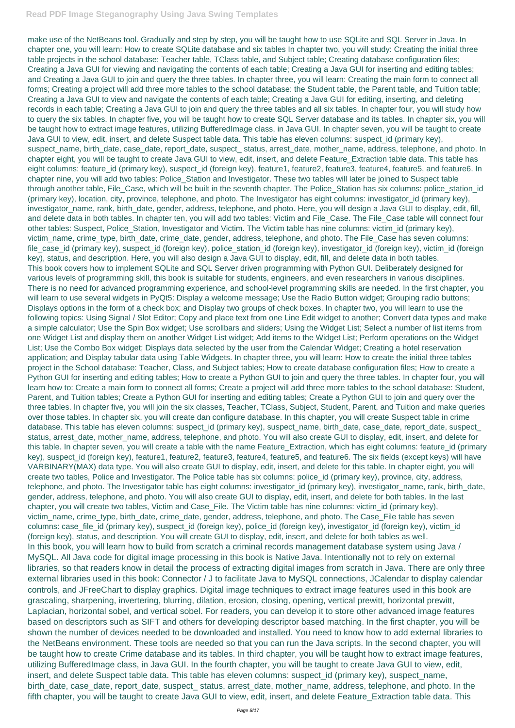make use of the NetBeans tool. Gradually and step by step, you will be taught how to use SQLite and SQL Server in Java. In chapter one, you will learn: How to create SQLite database and six tables In chapter two, you will study: Creating the initial three table projects in the school database: Teacher table, TClass table, and Subject table; Creating database configuration files; Creating a Java GUI for viewing and navigating the contents of each table; Creating a Java GUI for inserting and editing tables; and Creating a Java GUI to join and query the three tables. In chapter three, you will learn: Creating the main form to connect all forms; Creating a project will add three more tables to the school database: the Student table, the Parent table, and Tuition table; Creating a Java GUI to view and navigate the contents of each table; Creating a Java GUI for editing, inserting, and deleting records in each table; Creating a Java GUI to join and query the three tables and all six tables. In chapter four, you will study how to query the six tables. In chapter five, you will be taught how to create SQL Server database and its tables. In chapter six, you will be taught how to extract image features, utilizing BufferedImage class, in Java GUI. In chapter seven, you will be taught to create Java GUI to view, edit, insert, and delete Suspect table data. This table has eleven columns: suspect_id (primary key), suspect_name, birth_date, case_date, report_date, suspect_ status, arrest_date, mother_name, address, telephone, and photo. In chapter eight, you will be taught to create Java GUI to view, edit, insert, and delete Feature_Extraction table data. This table has eight columns: feature_id (primary key), suspect_id (foreign key), feature1, feature2, feature3, feature4, feature5, and feature6. In chapter nine, you will add two tables: Police_Station and Investigator. These two tables will later be joined to Suspect table through another table, File_Case, which will be built in the seventh chapter. The Police_Station has six columns: police_station_id (primary key), location, city, province, telephone, and photo. The Investigator has eight columns: investigator_id (primary key), investigator_name, rank, birth_date, gender, address, telephone, and photo. Here, you will design a Java GUI to display, edit, fill, and delete data in both tables. In chapter ten, you will add two tables: Victim and File_Case. The File_Case table will connect four other tables: Suspect, Police_Station, Investigator and Victim. The Victim table has nine columns: victim_id (primary key), victim_name, crime_type, birth_date, crime_date, gender, address, telephone, and photo. The File_Case has seven columns: file_case_id (primary key), suspect_id (foreign key), police_station_id (foreign key), investigator_id (foreign key), victim_id (foreign key), status, and description. Here, you will also design a Java GUI to display, edit, fill, and delete data in both tables.

This book covers how to implement SQLite and SQL Server driven programming with Python GUI. Deliberately designed for various levels of programming skill, this book is suitable for students, engineers, and even researchers in various disciplines. There is no need for advanced programming experience, and school-level programming skills are needed. In the first chapter, you will learn to use several widgets in PyQt5: Display a welcome message; Use the Radio Button widget; Grouping radio buttons; Displays options in the form of a check box; and Display two groups of check boxes. In chapter two, you will learn to use the following topics: Using Signal / Slot Editor; Copy and place text from one Line Edit widget to another; Convert data types and make a simple calculator; Use the Spin Box widget; Use scrollbars and sliders; Using the Widget List; Select a number of list items from one Widget List and display them on another Widget List widget; Add items to the Widget List; Perform operations on the Widget List; Use the Combo Box widget; Displays data selected by the user from the Calendar Widget; Creating a hotel reservation application; and Display tabular data using Table Widgets. In chapter three, you will learn: How to create the initial three tables project in the School database: Teacher, Class, and Subject tables; How to create database configuration files; How to create a Python GUI for inserting and editing tables; How to create a Python GUI to join and query the three tables. In chapter four, you will learn how to: Create a main form to connect all forms; Create a project will add three more tables to the school database: Student, Parent, and Tuition tables; Create a Python GUI for inserting and editing tables; Create a Python GUI to join and query over the three tables. In chapter five, you will join the six classes, Teacher, TClass, Subject, Student, Parent, and Tuition and make queries over those tables. In chapter six, you will create dan configure database. In this chapter, you will create Suspect table in crime database. This table has eleven columns: suspect_id (primary key), suspect_name, birth_date, case_date, report_date, suspect_ status, arrest_date, mother_name, address, telephone, and photo. You will also create GUI to display, edit, insert, and delete for this table. In chapter seven, you will create a table with the name Feature_Extraction, which has eight columns: feature_id (primary key), suspect_id (foreign key), feature1, feature2, feature3, feature4, feature5, and feature6. The six fields (except keys) will have VARBINARY(MAX) data type. You will also create GUI to display, edit, insert, and delete for this table. In chapter eight, you will create two tables, Police and Investigator. The Police table has six columns: police_id (primary key), province, city, address, telephone, and photo. The Investigator table has eight columns: investigator_id (primary key), investigator_name, rank, birth_date, gender, address, telephone, and photo. You will also create GUI to display, edit, insert, and delete for both tables. In the last chapter, you will create two tables, Victim and Case_File. The Victim table has nine columns: victim_id (primary key), victim_name, crime_type, birth_date, crime_date, gender, address, telephone, and photo. The Case_File table has seven columns: case_file_id (primary key), suspect_id (foreign key), police_id (foreign key), investigator_id (foreign key), victim_id (foreign key), status, and description. You will create GUI to display, edit, insert, and delete for both tables as well.

In this book, you will learn how to build from scratch a criminal records management database system using Java / MySQL. All Java code for digital image processing in this book is Native Java. Intentionally not to rely on external libraries, so that readers know in detail the process of extracting digital images from scratch in Java. There are only three external libraries used in this book: Connector / J to facilitate Java to MySQL connections, JCalendar to display calendar controls, and JFreeChart to display graphics. Digital image techniques to extract image features used in this book are grascaling, sharpening, invertering, blurring, dilation, erosion, closing, opening, vertical prewitt, horizontal prewitt, Laplacian, horizontal sobel, and vertical sobel. For readers, you can develop it to store other advanced image features based on descriptors such as SIFT and others for developing descriptor based matching. In the first chapter, you will be shown the number of devices needed to be downloaded and installed. You need to know how to add external libraries to the NetBeans environment. These tools are needed so that you can run the Java scripts. In the second chapter, you will be taught how to create Crime database and its tables. In third chapter, you will be taught how to extract image features, utilizing BufferedImage class, in Java GUI. In the fourth chapter, you will be taught to create Java GUI to view, edit, insert, and delete Suspect table data. This table has eleven columns: suspect_id (primary key), suspect_name, birth_date, case_date, report_date, suspect_ status, arrest_date, mother_name, address, telephone, and photo. In the fifth chapter, you will be taught to create Java GUI to view, edit, insert, and delete Feature_Extraction table data. This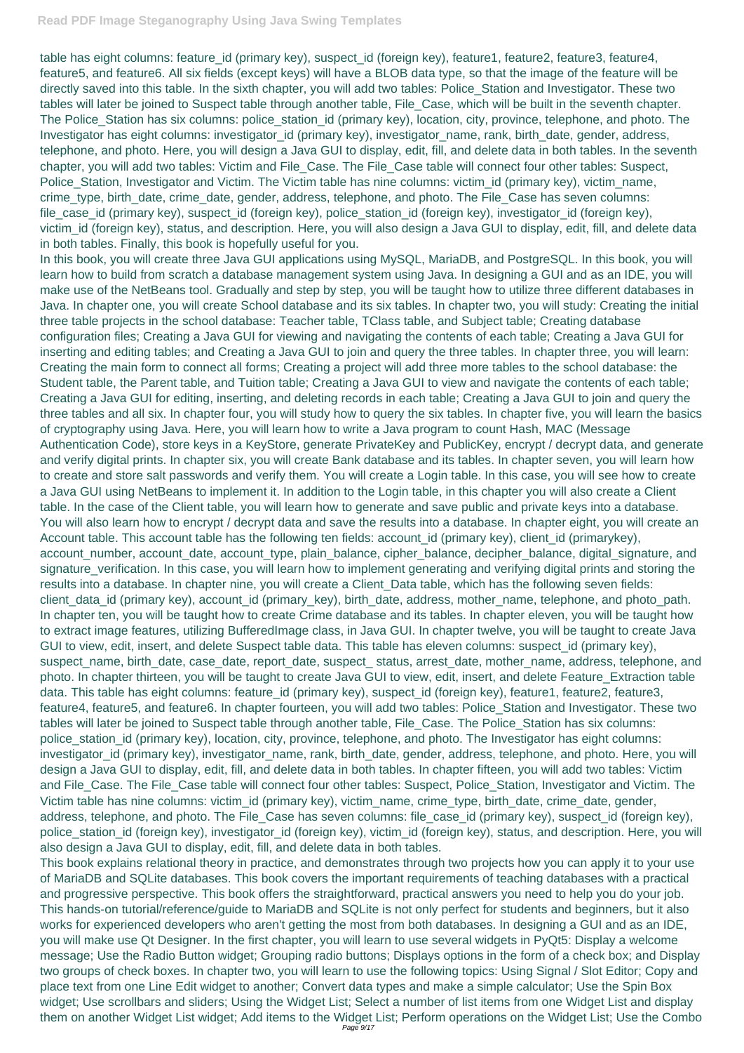table has eight columns: feature_id (primary key), suspect_id (foreign key), feature1, feature2, feature3, feature4, feature5, and feature6. All six fields (except keys) will have a BLOB data type, so that the image of the feature will be directly saved into this table. In the sixth chapter, you will add two tables: Police_Station and Investigator. These two tables will later be joined to Suspect table through another table, File_Case, which will be built in the seventh chapter. The Police_Station has six columns: police_station_id (primary key), location, city, province, telephone, and photo. The Investigator has eight columns: investigator_id (primary key), investigator_name, rank, birth_date, gender, address, telephone, and photo. Here, you will design a Java GUI to display, edit, fill, and delete data in both tables. In the seventh chapter, you will add two tables: Victim and File_Case. The File_Case table will connect four other tables: Suspect, Police_Station, Investigator and Victim. The Victim table has nine columns: victim_id (primary key), victim_name, crime_type, birth_date, crime_date, gender, address, telephone, and photo. The File_Case has seven columns: file_case_id (primary key), suspect_id (foreign key), police_station_id (foreign key), investigator_id (foreign key), victim_id (foreign key), status, and description. Here, you will also design a Java GUI to display, edit, fill, and delete data in both tables. Finally, this book is hopefully useful for you.

In this book, you will create three Java GUI applications using MySQL, MariaDB, and PostgreSQL. In this book, you will learn how to build from scratch a database management system using Java. In designing a GUI and as an IDE, you will make use of the NetBeans tool. Gradually and step by step, you will be taught how to utilize three different databases in Java. In chapter one, you will create School database and its six tables. In chapter two, you will study: Creating the initial three table projects in the school database: Teacher table, TClass table, and Subject table; Creating database configuration files; Creating a Java GUI for viewing and navigating the contents of each table; Creating a Java GUI for inserting and editing tables; and Creating a Java GUI to join and query the three tables. In chapter three, you will learn: Creating the main form to connect all forms; Creating a project will add three more tables to the school database: the Student table, the Parent table, and Tuition table; Creating a Java GUI to view and navigate the contents of each table; Creating a Java GUI for editing, inserting, and deleting records in each table; Creating a Java GUI to join and query the three tables and all six. In chapter four, you will study how to query the six tables. In chapter five, you will learn the basics of cryptography using Java. Here, you will learn how to write a Java program to count Hash, MAC (Message Authentication Code), store keys in a KeyStore, generate PrivateKey and PublicKey, encrypt / decrypt data, and generate and verify digital prints. In chapter six, you will create Bank database and its tables. In chapter seven, you will learn how to create and store salt passwords and verify them. You will create a Login table. In this case, you will see how to create a Java GUI using NetBeans to implement it. In addition to the Login table, in this chapter you will also create a Client table. In the case of the Client table, you will learn how to generate and save public and private keys into a database. You will also learn how to encrypt / decrypt data and save the results into a database. In chapter eight, you will create an Account table. This account table has the following ten fields: account_id (primary key), client_id (primarykey), account_number, account_date, account_type, plain_balance, cipher_balance, decipher_balance, digital_signature, and signature_verification. In this case, you will learn how to implement generating and verifying digital prints and storing the results into a database. In chapter nine, you will create a Client_Data table, which has the following seven fields: client_data_id (primary key), account_id (primary_key), birth_date, address, mother_name, telephone, and photo_path. In chapter ten, you will be taught how to create Crime database and its tables. In chapter eleven, you will be taught how to extract image features, utilizing BufferedImage class, in Java GUI. In chapter twelve, you will be taught to create Java GUI to view, edit, insert, and delete Suspect table data. This table has eleven columns: suspect_id (primary key), suspect_name, birth_date, case_date, report_date, suspect_ status, arrest_date, mother_name, address, telephone, and photo. In chapter thirteen, you will be taught to create Java GUI to view, edit, insert, and delete Feature_Extraction table data. This table has eight columns: feature_id (primary key), suspect_id (foreign key), feature1, feature2, feature3, feature4, feature5, and feature6. In chapter fourteen, you will add two tables: Police_Station and Investigator. These two tables will later be joined to Suspect table through another table, File_Case. The Police_Station has six columns: police_station_id (primary key), location, city, province, telephone, and photo. The Investigator has eight columns: investigator_id (primary key), investigator_name, rank, birth_date, gender, address, telephone, and photo. Here, you will design a Java GUI to display, edit, fill, and delete data in both tables. In chapter fifteen, you will add two tables: Victim and File_Case. The File_Case table will connect four other tables: Suspect, Police_Station, Investigator and Victim. The Victim table has nine columns: victim_id (primary key), victim_name, crime_type, birth_date, crime_date, gender, address, telephone, and photo. The File_Case has seven columns: file_case_id (primary key), suspect_id (foreign key), police_station_id (foreign key), investigator_id (foreign key), victim_id (foreign key), status, and description. Here, you will also design a Java GUI to display, edit, fill, and delete data in both tables.

This book explains relational theory in practice, and demonstrates through two projects how you can apply it to your use of MariaDB and SQLite databases. This book covers the important requirements of teaching databases with a practical and progressive perspective. This book offers the straightforward, practical answers you need to help you do your job. This hands-on tutorial/reference/guide to MariaDB and SQLite is not only perfect for students and beginners, but it also works for experienced developers who aren't getting the most from both databases. In designing a GUI and as an IDE, you will make use Qt Designer. In the first chapter, you will learn to use several widgets in PyQt5: Display a welcome message; Use the Radio Button widget; Grouping radio buttons; Displays options in the form of a check box; and Display two groups of check boxes. In chapter two, you will learn to use the following topics: Using Signal / Slot Editor; Copy and place text from one Line Edit widget to another; Convert data types and make a simple calculator; Use the Spin Box widget; Use scrollbars and sliders; Using the Widget List; Select a number of list items from one Widget List and display them on another Widget List widget; Add items to the Widget List; Perform operations on the Widget List; Use the Combo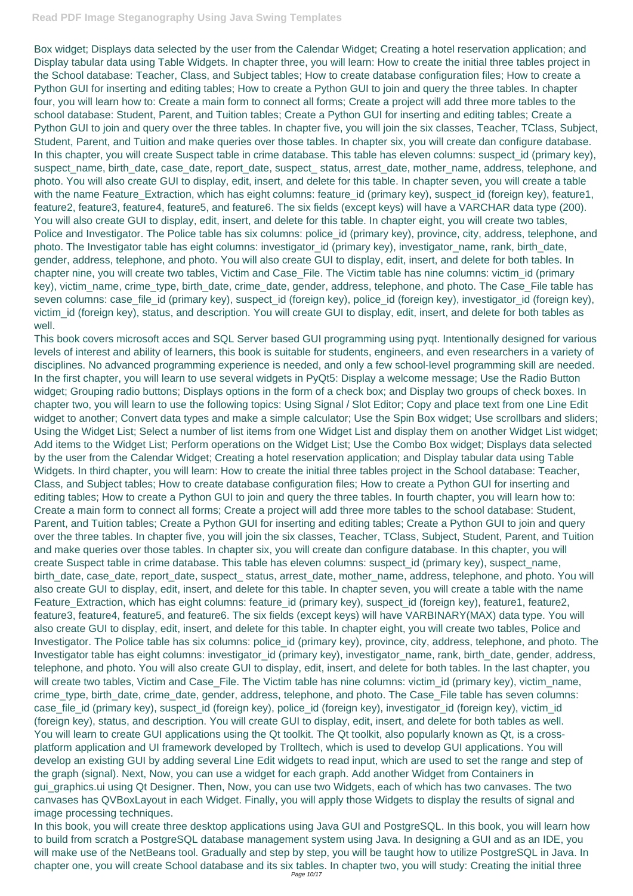Box widget; Displays data selected by the user from the Calendar Widget; Creating a hotel reservation application; and Display tabular data using Table Widgets. In chapter three, you will learn: How to create the initial three tables project in the School database: Teacher, Class, and Subject tables; How to create database configuration files; How to create a Python GUI for inserting and editing tables; How to create a Python GUI to join and query the three tables. In chapter four, you will learn how to: Create a main form to connect all forms; Create a project will add three more tables to the school database: Student, Parent, and Tuition tables; Create a Python GUI for inserting and editing tables; Create a Python GUI to join and query over the three tables. In chapter five, you will join the six classes, Teacher, TClass, Subject, Student, Parent, and Tuition and make queries over those tables. In chapter six, you will create dan configure database. In this chapter, you will create Suspect table in crime database. This table has eleven columns: suspect_id (primary key), suspect_name, birth_date, case_date, report_date, suspect_ status, arrest_date, mother_name, address, telephone, and photo. You will also create GUI to display, edit, insert, and delete for this table. In chapter seven, you will create a table with the name Feature_Extraction, which has eight columns: feature_id (primary key), suspect_id (foreign key), feature1, feature2, feature3, feature4, feature5, and feature6. The six fields (except keys) will have a VARCHAR data type (200). You will also create GUI to display, edit, insert, and delete for this table. In chapter eight, you will create two tables, Police and Investigator. The Police table has six columns: police_id (primary key), province, city, address, telephone, and photo. The Investigator table has eight columns: investigator_id (primary key), investigator_name, rank, birth_date, gender, address, telephone, and photo. You will also create GUI to display, edit, insert, and delete for both tables. In chapter nine, you will create two tables, Victim and Case_File. The Victim table has nine columns: victim_id (primary key), victim_name, crime_type, birth_date, crime_date, gender, address, telephone, and photo. The Case_File table has seven columns: case_file_id (primary key), suspect_id (foreign key), police_id (foreign key), investigator_id (foreign key), victim_id (foreign key), status, and description. You will create GUI to display, edit, insert, and delete for both tables as well.

This book covers microsoft acces and SQL Server based GUI programming using pyqt. Intentionally designed for various levels of interest and ability of learners, this book is suitable for students, engineers, and even researchers in a variety of disciplines. No advanced programming experience is needed, and only a few school-level programming skill are needed. In the first chapter, you will learn to use several widgets in PyQt5: Display a welcome message; Use the Radio Button widget; Grouping radio buttons; Displays options in the form of a check box; and Display two groups of check boxes. In chapter two, you will learn to use the following topics: Using Signal / Slot Editor; Copy and place text from one Line Edit widget to another; Convert data types and make a simple calculator; Use the Spin Box widget; Use scrollbars and sliders; Using the Widget List; Select a number of list items from one Widget List and display them on another Widget List widget; Add items to the Widget List; Perform operations on the Widget List; Use the Combo Box widget; Displays data selected by the user from the Calendar Widget; Creating a hotel reservation application; and Display tabular data using Table Widgets. In third chapter, you will learn: How to create the initial three tables project in the School database: Teacher, Class, and Subject tables; How to create database configuration files; How to create a Python GUI for inserting and editing tables; How to create a Python GUI to join and query the three tables. In fourth chapter, you will learn how to: Create a main form to connect all forms; Create a project will add three more tables to the school database: Student, Parent, and Tuition tables; Create a Python GUI for inserting and editing tables; Create a Python GUI to join and query over the three tables. In chapter five, you will join the six classes, Teacher, TClass, Subject, Student, Parent, and Tuition and make queries over those tables. In chapter six, you will create dan configure database. In this chapter, you will create Suspect table in crime database. This table has eleven columns: suspect_id (primary key), suspect_name, birth_date, case_date, report_date, suspect_ status, arrest_date, mother_name, address, telephone, and photo. You will also create GUI to display, edit, insert, and delete for this table. In chapter seven, you will create a table with the name Feature_Extraction, which has eight columns: feature_id (primary key), suspect_id (foreign key), feature1, feature2, feature3, feature4, feature5, and feature6. The six fields (except keys) will have VARBINARY(MAX) data type. You will also create GUI to display, edit, insert, and delete for this table. In chapter eight, you will create two tables, Police and Investigator. The Police table has six columns: police_id (primary key), province, city, address, telephone, and photo. The Investigator table has eight columns: investigator_id (primary key), investigator_name, rank, birth_date, gender, address, telephone, and photo. You will also create GUI to display, edit, insert, and delete for both tables. In the last chapter, you will create two tables, Victim and Case_File. The Victim table has nine columns: victim_id (primary key), victim_name, crime_type, birth_date, crime_date, gender, address, telephone, and photo. The Case_File table has seven columns: case_file_id (primary key), suspect_id (foreign key), police_id (foreign key), investigator_id (foreign key), victim_id (foreign key), status, and description. You will create GUI to display, edit, insert, and delete for both tables as well.

You will learn to create GUI applications using the Qt toolkit. The Qt toolkit, also popularly known as Qt, is a cross-platform application and UI framework developed by Trolltech, which is used to develop GUI applications. You will develop an existing GUI by adding several Line Edit widgets to read input, which are used to set the range and step of the graph (signal). Next, Now, you can use a widget for each graph. Add another Widget from Containers in gui_graphics.ui using Qt Designer. Then, Now, you can use two Widgets, each of which has two canvases. The two canvases has QVBoxLayout in each Widget. Finally, you will apply those Widgets to display the results of signal and image processing techniques.

In this book, you will create three desktop applications using Java GUI and PostgreSQL. In this book, you will learn how to build from scratch a PostgreSQL database management system using Java. In designing a GUI and as an IDE, you will make use of the NetBeans tool. Gradually and step by step, you will be taught how to utilize PostgreSQL in Java. In chapter one, you will create School database and its six tables. In chapter two, you will study: Creating the initial three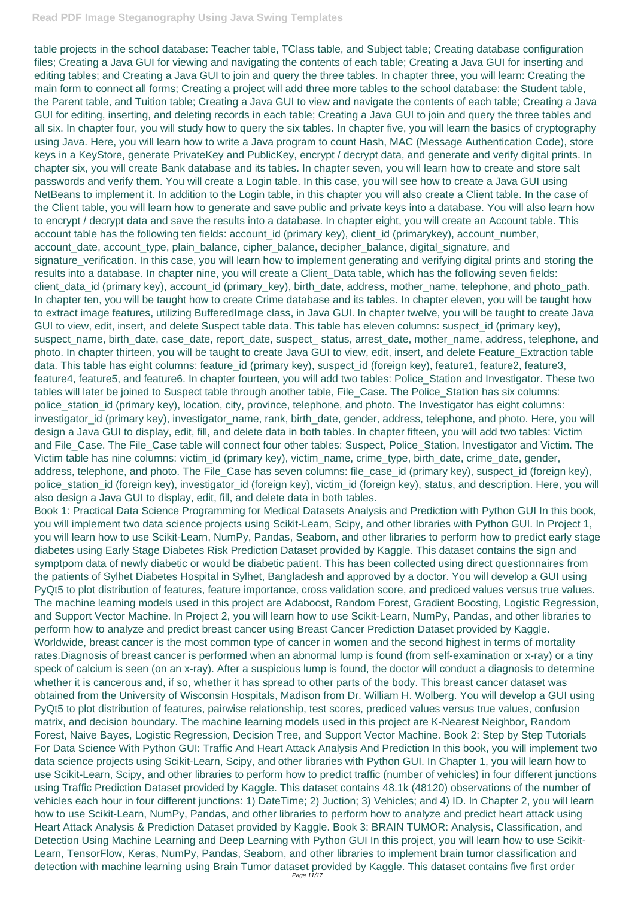table projects in the school database: Teacher table, TClass table, and Subject table; Creating database configuration files; Creating a Java GUI for viewing and navigating the contents of each table; Creating a Java GUI for inserting and editing tables; and Creating a Java GUI to join and query the three tables. In chapter three, you will learn: Creating the main form to connect all forms; Creating a project will add three more tables to the school database: the Student table, the Parent table, and Tuition table; Creating a Java GUI to view and navigate the contents of each table; Creating a Java GUI for editing, inserting, and deleting records in each table; Creating a Java GUI to join and query the three tables and all six. In chapter four, you will study how to query the six tables. In chapter five, you will learn the basics of cryptography using Java. Here, you will learn how to write a Java program to count Hash, MAC (Message Authentication Code), store keys in a KeyStore, generate PrivateKey and PublicKey, encrypt / decrypt data, and generate and verify digital prints. In chapter six, you will create Bank database and its tables. In chapter seven, you will learn how to create and store salt passwords and verify them. You will create a Login table. In this case, you will see how to create a Java GUI using NetBeans to implement it. In addition to the Login table, in this chapter you will also create a Client table. In the case of the Client table, you will learn how to generate and save public and private keys into a database. You will also learn how to encrypt / decrypt data and save the results into a database. In chapter eight, you will create an Account table. This account table has the following ten fields: account_id (primary key), client_id (primarykey), account_number, account_date, account_type, plain_balance, cipher_balance, decipher_balance, digital_signature, and signature_verification. In this case, you will learn how to implement generating and verifying digital prints and storing the results into a database. In chapter nine, you will create a Client_Data table, which has the following seven fields: client_data_id (primary key), account_id (primary_key), birth_date, address, mother_name, telephone, and photo_path. In chapter ten, you will be taught how to create Crime database and its tables. In chapter eleven, you will be taught how to extract image features, utilizing BufferedImage class, in Java GUI. In chapter twelve, you will be taught to create Java GUI to view, edit, insert, and delete Suspect table data. This table has eleven columns: suspect_id (primary key), suspect_name, birth_date, case_date, report_date, suspect_ status, arrest_date, mother_name, address, telephone, and photo. In chapter thirteen, you will be taught to create Java GUI to view, edit, insert, and delete Feature_Extraction table data. This table has eight columns: feature_id (primary key), suspect_id (foreign key), feature1, feature2, feature3, feature4, feature5, and feature6. In chapter fourteen, you will add two tables: Police_Station and Investigator. These two tables will later be joined to Suspect table through another table, File_Case. The Police_Station has six columns: police_station_id (primary key), location, city, province, telephone, and photo. The Investigator has eight columns: investigator_id (primary key), investigator_name, rank, birth_date, gender, address, telephone, and photo. Here, you will design a Java GUI to display, edit, fill, and delete data in both tables. In chapter fifteen, you will add two tables: Victim and File_Case. The File_Case table will connect four other tables: Suspect, Police_Station, Investigator and Victim. The Victim table has nine columns: victim_id (primary key), victim_name, crime_type, birth_date, crime_date, gender, address, telephone, and photo. The File_Case has seven columns: file_case_id (primary key), suspect_id (foreign key), police_station_id (foreign key), investigator_id (foreign key), victim_id (foreign key), status, and description. Here, you will also design a Java GUI to display, edit, fill, and delete data in both tables.

Book 1: Practical Data Science Programming for Medical Datasets Analysis and Prediction with Python GUI In this book, you will implement two data science projects using Scikit-Learn, Scipy, and other libraries with Python GUI. In Project 1, you will learn how to use Scikit-Learn, NumPy, Pandas, Seaborn, and other libraries to perform how to predict early stage diabetes using Early Stage Diabetes Risk Prediction Dataset provided by Kaggle. This dataset contains the sign and symptpom data of newly diabetic or would be diabetic patient. This has been collected using direct questionnaires from the patients of Sylhet Diabetes Hospital in Sylhet, Bangladesh and approved by a doctor. You will develop a GUI using PyQt5 to plot distribution of features, feature importance, cross validation score, and prediced values versus true values. The machine learning models used in this project are Adaboost, Random Forest, Gradient Boosting, Logistic Regression, and Support Vector Machine. In Project 2, you will learn how to use Scikit-Learn, NumPy, Pandas, and other libraries to perform how to analyze and predict breast cancer using Breast Cancer Prediction Dataset provided by Kaggle. Worldwide, breast cancer is the most common type of cancer in women and the second highest in terms of mortality rates.Diagnosis of breast cancer is performed when an abnormal lump is found (from self-examination or x-ray) or a tiny speck of calcium is seen (on an x-ray). After a suspicious lump is found, the doctor will conduct a diagnosis to determine whether it is cancerous and, if so, whether it has spread to other parts of the body. This breast cancer dataset was obtained from the University of Wisconsin Hospitals, Madison from Dr. William H. Wolberg. You will develop a GUI using PyQt5 to plot distribution of features, pairwise relationship, test scores, prediced values versus true values, confusion matrix, and decision boundary. The machine learning models used in this project are K-Nearest Neighbor, Random Forest, Naive Bayes, Logistic Regression, Decision Tree, and Support Vector Machine. Book 2: Step by Step Tutorials For Data Science With Python GUI: Traffic And Heart Attack Analysis And Prediction In this book, you will implement two data science projects using Scikit-Learn, Scipy, and other libraries with Python GUI. In Chapter 1, you will learn how to use Scikit-Learn, Scipy, and other libraries to perform how to predict traffic (number of vehicles) in four different junctions using Traffic Prediction Dataset provided by Kaggle. This dataset contains 48.1k (48120) observations of the number of vehicles each hour in four different junctions: 1) DateTime; 2) Juction; 3) Vehicles; and 4) ID. In Chapter 2, you will learn how to use Scikit-Learn, NumPy, Pandas, and other libraries to perform how to analyze and predict heart attack using Heart Attack Analysis & Prediction Dataset provided by Kaggle. Book 3: BRAIN TUMOR: Analysis, Classification, and Detection Using Machine Learning and Deep Learning with Python GUI In this project, you will learn how to use Scikit-Learn, TensorFlow, Keras, NumPy, Pandas, Seaborn, and other libraries to implement brain tumor classification and detection with machine learning using Brain Tumor dataset provided by Kaggle. This dataset contains five first order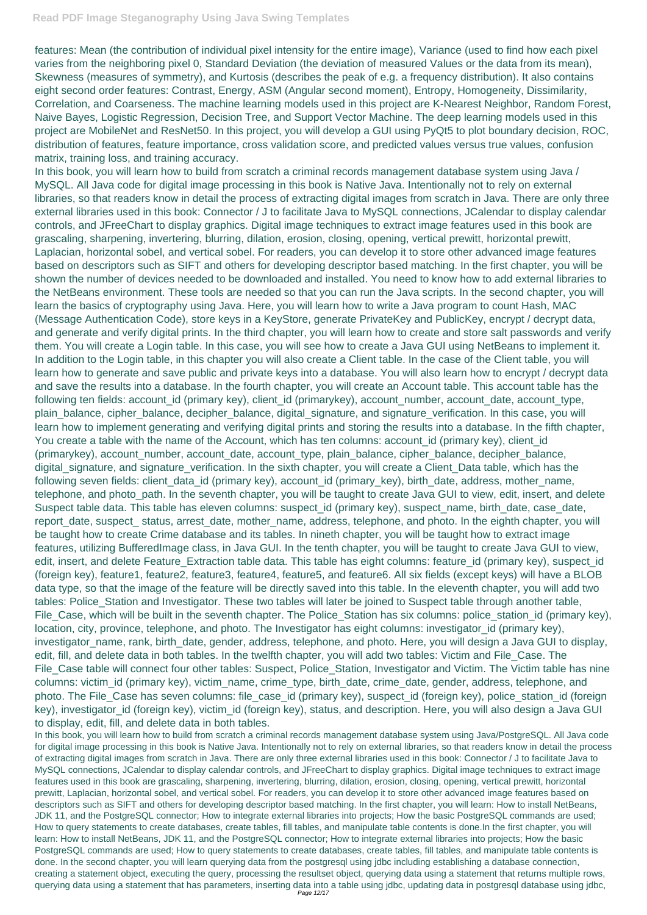features: Mean (the contribution of individual pixel intensity for the entire image), Variance (used to find how each pixel varies from the neighboring pixel 0, Standard Deviation (the deviation of measured Values or the data from its mean), Skewness (measures of symmetry), and Kurtosis (describes the peak of e.g. a frequency distribution). It also contains eight second order features: Contrast, Energy, ASM (Angular second moment), Entropy, Homogeneity, Dissimilarity, Correlation, and Coarseness. The machine learning models used in this project are K-Nearest Neighbor, Random Forest, Naive Bayes, Logistic Regression, Decision Tree, and Support Vector Machine. The deep learning models used in this project are MobileNet and ResNet50. In this project, you will develop a GUI using PyQt5 to plot boundary decision, ROC, distribution of features, feature importance, cross validation score, and predicted values versus true values, confusion matrix, training loss, and training accuracy.

In this book, you will learn how to build from scratch a criminal records management database system using Java / MySQL. All Java code for digital image processing in this book is Native Java. Intentionally not to rely on external libraries, so that readers know in detail the process of extracting digital images from scratch in Java. There are only three external libraries used in this book: Connector / J to facilitate Java to MySQL connections, JCalendar to display calendar controls, and JFreeChart to display graphics. Digital image techniques to extract image features used in this book are grascaling, sharpening, invertering, blurring, dilation, erosion, closing, opening, vertical prewitt, horizontal prewitt, Laplacian, horizontal sobel, and vertical sobel. For readers, you can develop it to store other advanced image features based on descriptors such as SIFT and others for developing descriptor based matching. In the first chapter, you will be shown the number of devices needed to be downloaded and installed. You need to know how to add external libraries to the NetBeans environment. These tools are needed so that you can run the Java scripts. In the second chapter, you will learn the basics of cryptography using Java. Here, you will learn how to write a Java program to count Hash, MAC (Message Authentication Code), store keys in a KeyStore, generate PrivateKey and PublicKey, encrypt / decrypt data, and generate and verify digital prints. In the third chapter, you will learn how to create and store salt passwords and verify them. You will create a Login table. In this case, you will see how to create a Java GUI using NetBeans to implement it. In addition to the Login table, in this chapter you will also create a Client table. In the case of the Client table, you will learn how to generate and save public and private keys into a database. You will also learn how to encrypt / decrypt data and save the results into a database. In the fourth chapter, you will create an Account table. This account table has the following ten fields: account_id (primary key), client_id (primarykey), account_number, account_date, account_type, plain_balance, cipher_balance, decipher_balance, digital_signature, and signature_verification. In this case, you will learn how to implement generating and verifying digital prints and storing the results into a database. In the fifth chapter, You create a table with the name of the Account, which has ten columns: account_id (primary key), client_id (primarykey), account_number, account_date, account_type, plain_balance, cipher_balance, decipher_balance, digital_signature, and signature_verification. In the sixth chapter, you will create a Client_Data table, which has the following seven fields: client_data_id (primary key), account_id (primary_key), birth_date, address, mother_name, telephone, and photo_path. In the seventh chapter, you will be taught to create Java GUI to view, edit, insert, and delete Suspect table data. This table has eleven columns: suspect_id (primary key), suspect_name, birth_date, case_date, report_date, suspect_ status, arrest_date, mother_name, address, telephone, and photo. In the eighth chapter, you will be taught how to create Crime database and its tables. In nineth chapter, you will be taught how to extract image features, utilizing BufferedImage class, in Java GUI. In the tenth chapter, you will be taught to create Java GUI to view, edit, insert, and delete Feature_Extraction table data. This table has eight columns: feature_id (primary key), suspect_id (foreign key), feature1, feature2, feature3, feature4, feature5, and feature6. All six fields (except keys) will have a BLOB data type, so that the image of the feature will be directly saved into this table. In the eleventh chapter, you will add two tables: Police_Station and Investigator. These two tables will later be joined to Suspect table through another table, File_Case, which will be built in the seventh chapter. The Police_Station has six columns: police_station_id (primary key), location, city, province, telephone, and photo. The Investigator has eight columns: investigator_id (primary key), investigator_name, rank, birth_date, gender, address, telephone, and photo. Here, you will design a Java GUI to display, edit, fill, and delete data in both tables. In the twelfth chapter, you will add two tables: Victim and File_Case. The File_Case table will connect four other tables: Suspect, Police_Station, Investigator and Victim. The Victim table has nine columns: victim_id (primary key), victim_name, crime_type, birth_date, crime_date, gender, address, telephone, and photo. The File_Case has seven columns: file_case_id (primary key), suspect_id (foreign key), police_station_id (foreign key), investigator_id (foreign key), victim_id (foreign key), status, and description. Here, you will also design a Java GUI to display, edit, fill, and delete data in both tables.

In this book, you will learn how to build from scratch a criminal records management database system using Java/PostgreSQL. All Java code for digital image processing in this book is Native Java. Intentionally not to rely on external libraries, so that readers know in detail the process of extracting digital images from scratch in Java. There are only three external libraries used in this book: Connector / J to facilitate Java to MySQL connections, JCalendar to display calendar controls, and JFreeChart to display graphics. Digital image techniques to extract image features used in this book are grascaling, sharpening, invertering, blurring, dilation, erosion, closing, opening, vertical prewitt, horizontal prewitt, Laplacian, horizontal sobel, and vertical sobel. For readers, you can develop it to store other advanced image features based on descriptors such as SIFT and others for developing descriptor based matching. In the first chapter, you will learn: How to install NetBeans, JDK 11, and the PostgreSQL connector; How to integrate external libraries into projects; How the basic PostgreSQL commands are used; How to query statements to create databases, create tables, fill tables, and manipulate table contents is done.In the first chapter, you will learn: How to install NetBeans, JDK 11, and the PostgreSQL connector; How to integrate external libraries into projects; How the basic PostgreSQL commands are used; How to query statements to create databases, create tables, fill tables, and manipulate table contents is done. In the second chapter, you will learn querying data from the postgresql using jdbc including establishing a database connection, creating a statement object, executing the query, processing the resultset object, querying data using a statement that returns multiple rows, querying data using a statement that has parameters, inserting data into a table using jdbc, updating data in postgresql database using jdbc,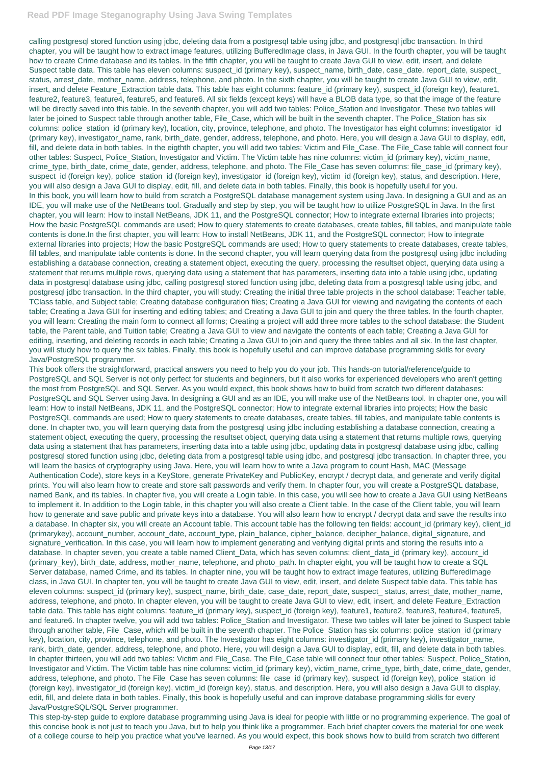calling postgresql stored function using jdbc, deleting data from a postgresql table using jdbc, and postgresql jdbc transaction. In third chapter, you will be taught how to extract image features, utilizing BufferedImage class, in Java GUI. In the fourth chapter, you will be taught how to create Crime database and its tables. In the fifth chapter, you will be taught to create Java GUI to view, edit, insert, and delete Suspect table data. This table has eleven columns: suspect_id (primary key), suspect_name, birth_date, case_date, report_date, suspect_ status, arrest_date, mother_name, address, telephone, and photo. In the sixth chapter, you will be taught to create Java GUI to view, edit, insert, and delete Feature_Extraction table data. This table has eight columns: feature_id (primary key), suspect_id (foreign key), feature1, feature2, feature3, feature4, feature5, and feature6. All six fields (except keys) will have a BLOB data type, so that the image of the feature will be directly saved into this table. In the seventh chapter, you will add two tables: Police_Station and Investigator. These two tables will later be joined to Suspect table through another table, File_Case, which will be built in the seventh chapter. The Police_Station has six columns: police_station_id (primary key), location, city, province, telephone, and photo. The Investigator has eight columns: investigator_id (primary key), investigator_name, rank, birth_date, gender, address, telephone, and photo. Here, you will design a Java GUI to display, edit, fill, and delete data in both tables. In the eigthth chapter, you will add two tables: Victim and File_Case. The File_Case table will connect four other tables: Suspect, Police_Station, Investigator and Victim. The Victim table has nine columns: victim_id (primary key), victim_name, crime_type, birth_date, crime_date, gender, address, telephone, and photo. The File_Case has seven columns: file_case_id (primary key), suspect_id (foreign key), police_station_id (foreign key), investigator_id (foreign key), victim_id (foreign key), status, and description. Here, you will also design a Java GUI to display, edit, fill, and delete data in both tables. Finally, this book is hopefully useful for you.

In this book, you will learn how to build from scratch a PostgreSQL database management system using Java. In designing a GUI and as an IDE, you will make use of the NetBeans tool. Gradually and step by step, you will be taught how to utilize PostgreSQL in Java. In the first chapter, you will learn: How to install NetBeans, JDK 11, and the PostgreSQL connector; How to integrate external libraries into projects; How the basic PostgreSQL commands are used; How to query statements to create databases, create tables, fill tables, and manipulate table contents is done.In the first chapter, you will learn: How to install NetBeans, JDK 11, and the PostgreSQL connector; How to integrate external libraries into projects; How the basic PostgreSQL commands are used; How to query statements to create databases, create tables, fill tables, and manipulate table contents is done. In the second chapter, you will learn querying data from the postgresql using jdbc including establishing a database connection, creating a statement object, executing the query, processing the resultset object, querying data using a statement that returns multiple rows, querying data using a statement that has parameters, inserting data into a table using jdbc, updating data in postgresql database using jdbc, calling postgresql stored function using jdbc, deleting data from a postgresql table using jdbc, and postgresql jdbc transaction. In the third chapter, you will study: Creating the initial three table projects in the school database: Teacher table, TClass table, and Subject table; Creating database configuration files; Creating a Java GUI for viewing and navigating the contents of each table; Creating a Java GUI for inserting and editing tables; and Creating a Java GUI to join and query the three tables. In the fourth chapter, you will learn: Creating the main form to connect all forms; Creating a project will add three more tables to the school database: the Student table, the Parent table, and Tuition table; Creating a Java GUI to view and navigate the contents of each table; Creating a Java GUI for editing, inserting, and deleting records in each table; Creating a Java GUI to join and query the three tables and all six. In the last chapter, you will study how to query the six tables. Finally, this book is hopefully useful and can improve database programming skills for every Java/PostgreSQL programmer.

This book offers the straightforward, practical answers you need to help you do your job. This hands-on tutorial/reference/guide to PostgreSQL and SQL Server is not only perfect for students and beginners, but it also works for experienced developers who aren't getting the most from PostgreSQL and SQL Server. As you would expect, this book shows how to build from scratch two different databases: PostgreSQL and SQL Server using Java. In designing a GUI and as an IDE, you will make use of the NetBeans tool. In chapter one, you will learn: How to install NetBeans, JDK 11, and the PostgreSQL connector; How to integrate external libraries into projects; How the basic PostgreSQL commands are used; How to query statements to create databases, create tables, fill tables, and manipulate table contents is done. In chapter two, you will learn querying data from the postgresql using jdbc including establishing a database connection, creating a statement object, executing the query, processing the resultset object, querying data using a statement that returns multiple rows, querying data using a statement that has parameters, inserting data into a table using jdbc, updating data in postgresql database using jdbc, calling postgresql stored function using jdbc, deleting data from a postgresql table using jdbc, and postgresql jdbc transaction. In chapter three, you will learn the basics of cryptography using Java. Here, you will learn how to write a Java program to count Hash, MAC (Message Authentication Code), store keys in a KeyStore, generate PrivateKey and PublicKey, encrypt / decrypt data, and generate and verify digital prints. You will also learn how to create and store salt passwords and verify them. In chapter four, you will create a PostgreSQL database, named Bank, and its tables. In chapter five, you will create a Login table. In this case, you will see how to create a Java GUI using NetBeans to implement it. In addition to the Login table, in this chapter you will also create a Client table. In the case of the Client table, you will learn how to generate and save public and private keys into a database. You will also learn how to encrypt / decrypt data and save the results into a database. In chapter six, you will create an Account table. This account table has the following ten fields: account_id (primary key), client_id (primarykey), account_number, account_date, account_type, plain_balance, cipher_balance, decipher_balance, digital_signature, and signature_verification. In this case, you will learn how to implement generating and verifying digital prints and storing the results into a database. In chapter seven, you create a table named Client_Data, which has seven columns: client_data_id (primary key), account_id (primary_key), birth_date, address, mother_name, telephone, and photo_path. In chapter eight, you will be taught how to create a SQL Server database, named Crime, and its tables. In chapter nine, you will be taught how to extract image features, utilizing BufferedImage class, in Java GUI. In chapter ten, you will be taught to create Java GUI to view, edit, insert, and delete Suspect table data. This table has eleven columns: suspect_id (primary key), suspect_name, birth_date, case_date, report_date, suspect_ status, arrest_date, mother_name, address, telephone, and photo. In chapter eleven, you will be taught to create Java GUI to view, edit, insert, and delete Feature_Extraction table data. This table has eight columns: feature_id (primary key), suspect_id (foreign key), feature1, feature2, feature3, feature4, feature5, and feature6. In chapter twelve, you will add two tables: Police_Station and Investigator. These two tables will later be joined to Suspect table through another table, File_Case, which will be built in the seventh chapter. The Police_Station has six columns: police_station_id (primary key), location, city, province, telephone, and photo. The Investigator has eight columns: investigator_id (primary key), investigator_name, rank, birth_date, gender, address, telephone, and photo. Here, you will design a Java GUI to display, edit, fill, and delete data in both tables. In chapter thirteen, you will add two tables: Victim and File_Case. The File_Case table will connect four other tables: Suspect, Police_Station, Investigator and Victim. The Victim table has nine columns: victim_id (primary key), victim_name, crime_type, birth_date, crime_date, gender, address, telephone, and photo. The File_Case has seven columns: file_case_id (primary key), suspect_id (foreign key), police_station_id (foreign key), investigator_id (foreign key), victim_id (foreign key), status, and description. Here, you will also design a Java GUI to display, edit, fill, and delete data in both tables. Finally, this book is hopefully useful and can improve database programming skills for every Java/PostgreSQL/SQL Server programmer.

This step-by-step guide to explore database programming using Java is ideal for people with little or no programming experience. The goal of this concise book is not just to teach you Java, but to help you think like a programmer. Each brief chapter covers the material for one week of a college course to help you practice what you've learned. As you would expect, this book shows how to build from scratch two different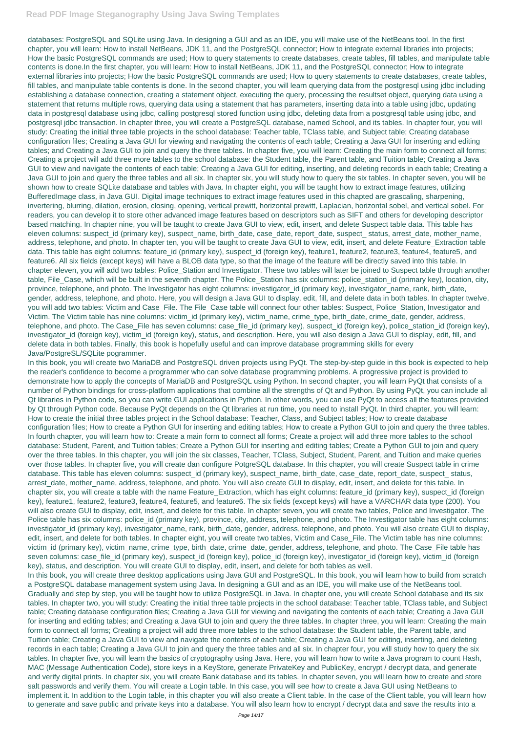databases: PostgreSQL and SQLite using Java. In designing a GUI and as an IDE, you will make use of the NetBeans tool. In the first chapter, you will learn: How to install NetBeans, JDK 11, and the PostgreSQL connector; How to integrate external libraries into projects; How the basic PostgreSQL commands are used; How to query statements to create databases, create tables, fill tables, and manipulate table contents is done.In the first chapter, you will learn: How to install NetBeans, JDK 11, and the PostgreSQL connector; How to integrate external libraries into projects; How the basic PostgreSQL commands are used; How to query statements to create databases, create tables, fill tables, and manipulate table contents is done. In the second chapter, you will learn querying data from the postgresql using jdbc including establishing a database connection, creating a statement object, executing the query, processing the resultset object, querying data using a statement that returns multiple rows, querying data using a statement that has parameters, inserting data into a table using jdbc, updating data in postgresql database using jdbc, calling postgresql stored function using jdbc, deleting data from a postgresql table using jdbc, and postgresql jdbc transaction. In chapter three, you will create a PostgreSQL database, named School, and its tables. In chapter four, you will study: Creating the initial three table projects in the school database: Teacher table, TClass table, and Subject table; Creating database configuration files; Creating a Java GUI for viewing and navigating the contents of each table; Creating a Java GUI for inserting and editing tables; and Creating a Java GUI to join and query the three tables. In chapter five, you will learn: Creating the main form to connect all forms; Creating a project will add three more tables to the school database: the Student table, the Parent table, and Tuition table; Creating a Java GUI to view and navigate the contents of each table; Creating a Java GUI for editing, inserting, and deleting records in each table; Creating a Java GUI to join and query the three tables and all six. In chapter six, you will study how to query the six tables. In chapter seven, you will be shown how to create SQLite database and tables with Java. In chapter eight, you will be taught how to extract image features, utilizing BufferedImage class, in Java GUI. Digital image techniques to extract image features used in this chapted are grascaling, sharpening, invertering, blurring, dilation, erosion, closing, opening, vertical prewitt, horizontal prewitt, Laplacian, horizontal sobel, and vertical sobel. For readers, you can develop it to store other advanced image features based on descriptors such as SIFT and others for developing descriptor based matching. In chapter nine, you will be taught to create Java GUI to view, edit, insert, and delete Suspect table data. This table has eleven columns: suspect_id (primary key), suspect_name, birth_date, case_date, report_date, suspect_ status, arrest_date, mother_name, address, telephone, and photo. In chapter ten, you will be taught to create Java GUI to view, edit, insert, and delete Feature_Extraction table data. This table has eight columns: feature_id (primary key), suspect_id (foreign key), feature1, feature2, feature3, feature4, feature5, and feature6. All six fields (except keys) will have a BLOB data type, so that the image of the feature will be directly saved into this table. In chapter eleven, you will add two tables: Police_Station and Investigator. These two tables will later be joined to Suspect table through another table, File_Case, which will be built in the seventh chapter. The Police_Station has six columns: police_station_id (primary key), location, city, province, telephone, and photo. The Investigator has eight columns: investigator_id (primary key), investigator_name, rank, birth_date, gender, address, telephone, and photo. Here, you will design a Java GUI to display, edit, fill, and delete data in both tables. In chapter twelve, you will add two tables: Victim and Case_File. The File_Case table will connect four other tables: Suspect, Police_Station, Investigator and Victim. The Victim table has nine columns: victim_id (primary key), victim_name, crime_type, birth_date, crime_date, gender, address, telephone, and photo. The Case_File has seven columns: case_file_id (primary key), suspect_id (foreign key), police_station_id (foreign key), investigator_id (foreign key), victim_id (foreign key), status, and description. Here, you will also design a Java GUI to display, edit, fill, and delete data in both tables. Finally, this book is hopefully useful and can improve database programming skills for every Java/PostgreSL/SQLite pogrammer.

In this book, you will create two MariaDB and PostgreSQL driven projects using PyQt. The step-by-step guide in this book is expected to help the reader's confidence to become a programmer who can solve database programming problems. A progressive project is provided to demonstrate how to apply the concepts of MariaDB and PostgreSQL using Python. In second chapter, you will learn PyQt that consists of a number of Python bindings for cross-platform applications that combine all the strengths of Qt and Python. By using PyQt, you can include all Qt libraries in Python code, so you can write GUI applications in Python. In other words, you can use PyQt to access all the features provided by Qt through Python code. Because PyQt depends on the Qt libraries at run time, you need to install PyQt. In third chapter, you will learn: How to create the initial three tables project in the School database: Teacher, Class, and Subject tables; How to create database configuration files; How to create a Python GUI for inserting and editing tables; How to create a Python GUI to join and query the three tables. In fourth chapter, you will learn how to: Create a main form to connect all forms; Create a project will add three more tables to the school database: Student, Parent, and Tuition tables; Create a Python GUI for inserting and editing tables; Create a Python GUI to join and query over the three tables. In this chapter, you will join the six classes, Teacher, TClass, Subject, Student, Parent, and Tuition and make queries over those tables. In chapter five, you will create dan configure PotgreSQL database. In this chapter, you will create Suspect table in crime database. This table has eleven columns: suspect_id (primary key), suspect_name, birth_date, case_date, report_date, suspect_ status, arrest_date, mother_name, address, telephone, and photo. You will also create GUI to display, edit, insert, and delete for this table. In chapter six, you will create a table with the name Feature_Extraction, which has eight columns: feature_id (primary key), suspect_id (foreign key), feature1, feature2, feature3, feature4, feature5, and feature6. The six fields (except keys) will have a VARCHAR data type (200). You will also create GUI to display, edit, insert, and delete for this table. In chapter seven, you will create two tables, Police and Investigator. The Police table has six columns: police_id (primary key), province, city, address, telephone, and photo. The Investigator table has eight columns: investigator_id (primary key), investigator_name, rank, birth_date, gender, address, telephone, and photo. You will also create GUI to display, edit, insert, and delete for both tables. In chapter eight, you will create two tables, Victim and Case_File. The Victim table has nine columns: victim_id (primary key), victim_name, crime_type, birth_date, crime_date, gender, address, telephone, and photo. The Case_File table has seven columns: case_file_id (primary key), suspect_id (foreign key), police_id (foreign key), investigator_id (foreign key), victim_id (foreign key), status, and description. You will create GUI to display, edit, insert, and delete for both tables as well.

In this book, you will create three desktop applications using Java GUI and PostgreSQL. In this book, you will learn how to build from scratch a PostgreSQL database management system using Java. In designing a GUI and as an IDE, you will make use of the NetBeans tool. Gradually and step by step, you will be taught how to utilize PostgreSQL in Java. In chapter one, you will create School database and its six tables. In chapter two, you will study: Creating the initial three table projects in the school database: Teacher table, TClass table, and Subject table; Creating database configuration files; Creating a Java GUI for viewing and navigating the contents of each table; Creating a Java GUI for inserting and editing tables; and Creating a Java GUI to join and query the three tables. In chapter three, you will learn: Creating the main form to connect all forms; Creating a project will add three more tables to the school database: the Student table, the Parent table, and Tuition table; Creating a Java GUI to view and navigate the contents of each table; Creating a Java GUI for editing, inserting, and deleting records in each table; Creating a Java GUI to join and query the three tables and all six. In chapter four, you will study how to query the six tables. In chapter five, you will learn the basics of cryptography using Java. Here, you will learn how to write a Java program to count Hash, MAC (Message Authentication Code), store keys in a KeyStore, generate PrivateKey and PublicKey, encrypt / decrypt data, and generate and verify digital prints. In chapter six, you will create Bank database and its tables. In chapter seven, you will learn how to create and store salt passwords and verify them. You will create a Login table. In this case, you will see how to create a Java GUI using NetBeans to implement it. In addition to the Login table, in this chapter you will also create a Client table. In the case of the Client table, you will learn how to generate and save public and private keys into a database. You will also learn how to encrypt / decrypt data and save the results into a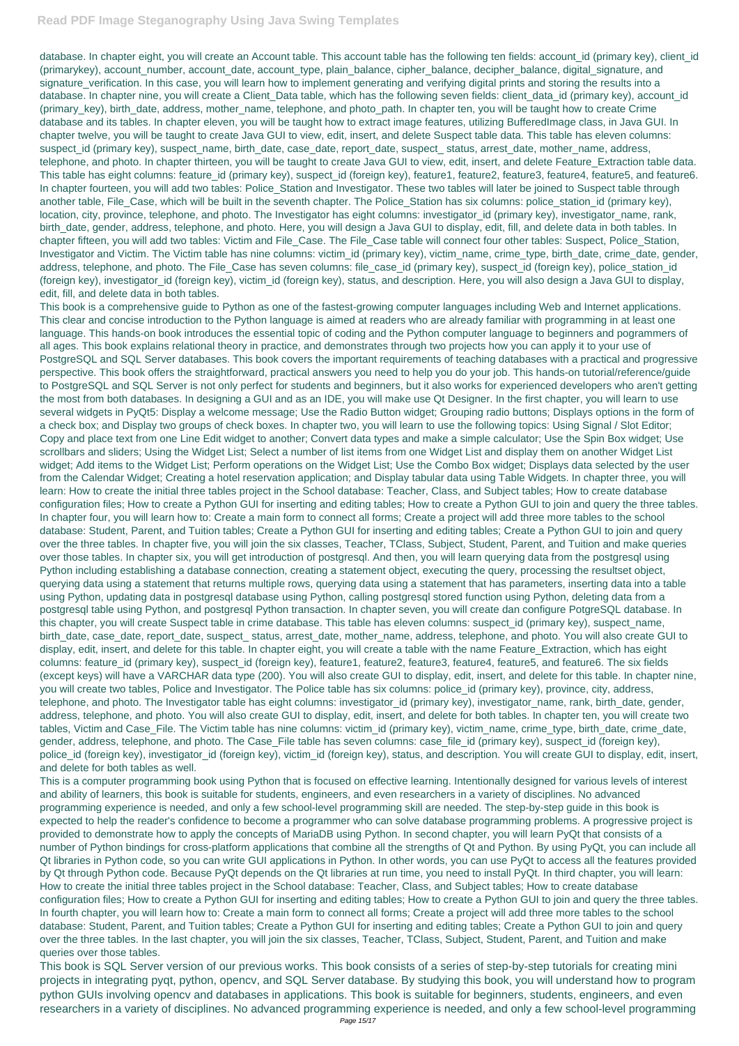database. In chapter eight, you will create an Account table. This account table has the following ten fields: account_id (primary key), client_id (primarykey), account_number, account_date, account_type, plain_balance, cipher_balance, decipher_balance, digital_signature, and signature_verification. In this case, you will learn how to implement generating and verifying digital prints and storing the results into a database. In chapter nine, you will create a Client_Data table, which has the following seven fields: client_data_id (primary key), account_id (primary_key), birth_date, address, mother_name, telephone, and photo_path. In chapter ten, you will be taught how to create Crime database and its tables. In chapter eleven, you will be taught how to extract image features, utilizing BufferedImage class, in Java GUI. In chapter twelve, you will be taught to create Java GUI to view, edit, insert, and delete Suspect table data. This table has eleven columns: suspect_id (primary key), suspect_name, birth_date, case_date, report_date, suspect_ status, arrest_date, mother_name, address, telephone, and photo. In chapter thirteen, you will be taught to create Java GUI to view, edit, insert, and delete Feature_Extraction table data. This table has eight columns: feature_id (primary key), suspect_id (foreign key), feature1, feature2, feature3, feature4, feature5, and feature6. In chapter fourteen, you will add two tables: Police_Station and Investigator. These two tables will later be joined to Suspect table through another table, File_Case, which will be built in the seventh chapter. The Police_Station has six columns: police_station_id (primary key), location, city, province, telephone, and photo. The Investigator has eight columns: investigator_id (primary key), investigator_name, rank, birth_date, gender, address, telephone, and photo. Here, you will design a Java GUI to display, edit, fill, and delete data in both tables. In chapter fifteen, you will add two tables: Victim and File_Case. The File_Case table will connect four other tables: Suspect, Police_Station, Investigator and Victim. The Victim table has nine columns: victim_id (primary key), victim_name, crime_type, birth_date, crime_date, gender, address, telephone, and photo. The File_Case has seven columns: file_case_id (primary key), suspect_id (foreign key), police_station_id (foreign key), investigator_id (foreign key), victim_id (foreign key), status, and description. Here, you will also design a Java GUI to display, edit, fill, and delete data in both tables.

This book is a comprehensive guide to Python as one of the fastest-growing computer languages including Web and Internet applications. This clear and concise introduction to the Python language is aimed at readers who are already familiar with programming in at least one language. This hands-on book introduces the essential topic of coding and the Python computer language to beginners and pogrammers of all ages. This book explains relational theory in practice, and demonstrates through two projects how you can apply it to your use of PostgreSQL and SQL Server databases. This book covers the important requirements of teaching databases with a practical and progressive perspective. This book offers the straightforward, practical answers you need to help you do your job. This hands-on tutorial/reference/guide to PostgreSQL and SQL Server is not only perfect for students and beginners, but it also works for experienced developers who aren't getting the most from both databases. In designing a GUI and as an IDE, you will make use Qt Designer. In the first chapter, you will learn to use several widgets in PyQt5: Display a welcome message; Use the Radio Button widget; Grouping radio buttons; Displays options in the form of a check box; and Display two groups of check boxes. In chapter two, you will learn to use the following topics: Using Signal / Slot Editor; Copy and place text from one Line Edit widget to another; Convert data types and make a simple calculator; Use the Spin Box widget; Use scrollbars and sliders; Using the Widget List; Select a number of list items from one Widget List and display them on another Widget List widget; Add items to the Widget List; Perform operations on the Widget List; Use the Combo Box widget; Displays data selected by the user from the Calendar Widget; Creating a hotel reservation application; and Display tabular data using Table Widgets. In chapter three, you will learn: How to create the initial three tables project in the School database: Teacher, Class, and Subject tables; How to create database configuration files; How to create a Python GUI for inserting and editing tables; How to create a Python GUI to join and query the three tables. In chapter four, you will learn how to: Create a main form to connect all forms; Create a project will add three more tables to the school database: Student, Parent, and Tuition tables; Create a Python GUI for inserting and editing tables; Create a Python GUI to join and query over the three tables. In chapter five, you will join the six classes, Teacher, TClass, Subject, Student, Parent, and Tuition and make queries over those tables. In chapter six, you will get introduction of postgresql. And then, you will learn querying data from the postgresql using Python including establishing a database connection, creating a statement object, executing the query, processing the resultset object, querying data using a statement that returns multiple rows, querying data using a statement that has parameters, inserting data into a table using Python, updating data in postgresql database using Python, calling postgresql stored function using Python, deleting data from a postgresql table using Python, and postgresql Python transaction. In chapter seven, you will create dan configure PotgreSQL database. In this chapter, you will create Suspect table in crime database. This table has eleven columns: suspect_id (primary key), suspect_name, birth_date, case_date, report_date, suspect_ status, arrest_date, mother_name, address, telephone, and photo. You will also create GUI to display, edit, insert, and delete for this table. In chapter eight, you will create a table with the name Feature_Extraction, which has eight columns: feature_id (primary key), suspect_id (foreign key), feature1, feature2, feature3, feature4, feature5, and feature6. The six fields (except keys) will have a VARCHAR data type (200). You will also create GUI to display, edit, insert, and delete for this table. In chapter nine, you will create two tables, Police and Investigator. The Police table has six columns: police_id (primary key), province, city, address, telephone, and photo. The Investigator table has eight columns: investigator_id (primary key), investigator_name, rank, birth_date, gender, address, telephone, and photo. You will also create GUI to display, edit, insert, and delete for both tables. In chapter ten, you will create two tables, Victim and Case_File. The Victim table has nine columns: victim_id (primary key), victim_name, crime_type, birth_date, crime_date, gender, address, telephone, and photo. The Case_File table has seven columns: case_file_id (primary key), suspect_id (foreign key), police_id (foreign key), investigator_id (foreign key), victim_id (foreign key), status, and description. You will create GUI to display, edit, insert, and delete for both tables as well.

This is a computer programming book using Python that is focused on effective learning. Intentionally designed for various levels of interest and ability of learners, this book is suitable for students, engineers, and even researchers in a variety of disciplines. No advanced programming experience is needed, and only a few school-level programming skill are needed. The step-by-step guide in this book is expected to help the reader's confidence to become a programmer who can solve database programming problems. A progressive project is provided to demonstrate how to apply the concepts of MariaDB using Python. In second chapter, you will learn PyQt that consists of a number of Python bindings for cross-platform applications that combine all the strengths of Qt and Python. By using PyQt, you can include all Qt libraries in Python code, so you can write GUI applications in Python. In other words, you can use PyQt to access all the features provided by Qt through Python code. Because PyQt depends on the Qt libraries at run time, you need to install PyQt. In third chapter, you will learn: How to create the initial three tables project in the School database: Teacher, Class, and Subject tables; How to create database configuration files; How to create a Python GUI for inserting and editing tables; How to create a Python GUI to join and query the three tables. In fourth chapter, you will learn how to: Create a main form to connect all forms; Create a project will add three more tables to the school database: Student, Parent, and Tuition tables; Create a Python GUI for inserting and editing tables; Create a Python GUI to join and query over the three tables. In the last chapter, you will join the six classes, Teacher, TClass, Subject, Student, Parent, and Tuition and make queries over those tables.

This book is SQL Server version of our previous works. This book consists of a series of step-by-step tutorials for creating mini projects in integrating pyqt, python, opencv, and SQL Server database. By studying this book, you will understand how to program python GUIs involving opencv and databases in applications. This book is suitable for beginners, students, engineers, and even researchers in a variety of disciplines. No advanced programming experience is needed, and only a few school-level programming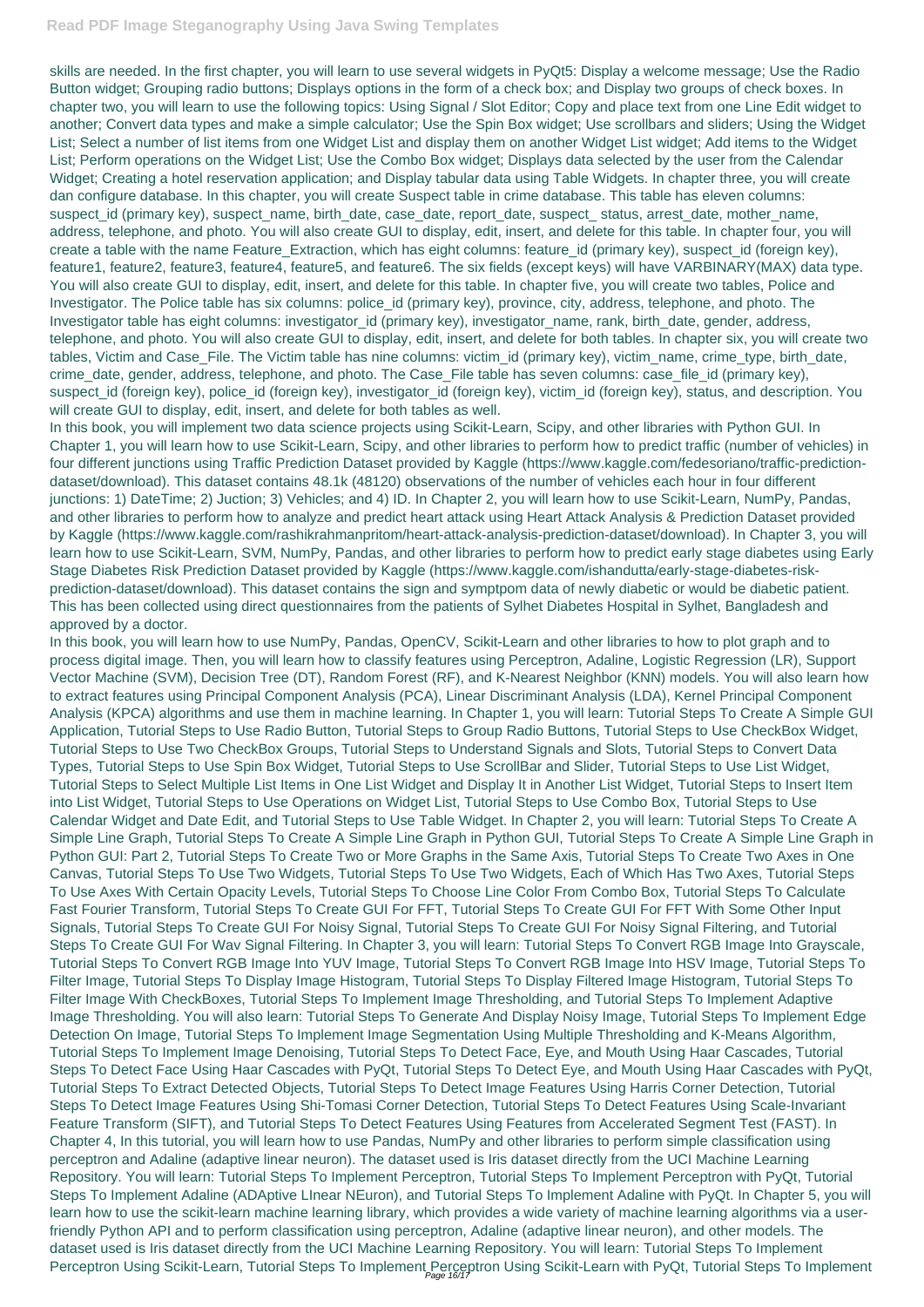skills are needed. In the first chapter, you will learn to use several widgets in PyQt5: Display a welcome message; Use the Radio Button widget; Grouping radio buttons; Displays options in the form of a check box; and Display two groups of check boxes. In chapter two, you will learn to use the following topics: Using Signal / Slot Editor; Copy and place text from one Line Edit widget to another; Convert data types and make a simple calculator; Use the Spin Box widget; Use scrollbars and sliders; Using the Widget List; Select a number of list items from one Widget List and display them on another Widget List widget; Add items to the Widget List; Perform operations on the Widget List; Use the Combo Box widget; Displays data selected by the user from the Calendar Widget; Creating a hotel reservation application; and Display tabular data using Table Widgets. In chapter three, you will create dan configure database. In this chapter, you will create Suspect table in crime database. This table has eleven columns: suspect_id (primary key), suspect_name, birth_date, case_date, report_date, suspect_ status, arrest_date, mother_name, address, telephone, and photo. You will also create GUI to display, edit, insert, and delete for this table. In chapter four, you will create a table with the name Feature_Extraction, which has eight columns: feature_id (primary key), suspect_id (foreign key), feature1, feature2, feature3, feature4, feature5, and feature6. The six fields (except keys) will have VARBINARY(MAX) data type. You will also create GUI to display, edit, insert, and delete for this table. In chapter five, you will create two tables, Police and Investigator. The Police table has six columns: police_id (primary key), province, city, address, telephone, and photo. The Investigator table has eight columns: investigator_id (primary key), investigator_name, rank, birth_date, gender, address, telephone, and photo. You will also create GUI to display, edit, insert, and delete for both tables. In chapter six, you will create two tables, Victim and Case_File. The Victim table has nine columns: victim_id (primary key), victim_name, crime_type, birth_date, crime_date, gender, address, telephone, and photo. The Case_File table has seven columns: case_file_id (primary key), suspect_id (foreign key), police_id (foreign key), investigator_id (foreign key), victim_id (foreign key), status, and description. You will create GUI to display, edit, insert, and delete for both tables as well.

In this book, you will implement two data science projects using Scikit-Learn, Scipy, and other libraries with Python GUI. In Chapter 1, you will learn how to use Scikit-Learn, Scipy, and other libraries to perform how to predict traffic (number of vehicles) in four different junctions using Traffic Prediction Dataset provided by Kaggle (https://www.kaggle.com/fedesoriano/traffic-prediction-dataset/download). This dataset contains 48.1k (48120) observations of the number of vehicles each hour in four different junctions: 1) DateTime; 2) Juction; 3) Vehicles; and 4) ID. In Chapter 2, you will learn how to use Scikit-Learn, NumPy, Pandas, and other libraries to perform how to analyze and predict heart attack using Heart Attack Analysis & Prediction Dataset provided by Kaggle (https://www.kaggle.com/rashikrahmanpritom/heart-attack-analysis-prediction-dataset/download). In Chapter 3, you will learn how to use Scikit-Learn, SVM, NumPy, Pandas, and other libraries to perform how to predict early stage diabetes using Early Stage Diabetes Risk Prediction Dataset provided by Kaggle (https://www.kaggle.com/ishandutta/early-stage-diabetes-risk-prediction-dataset/download). This dataset contains the sign and symptpom data of newly diabetic or would be diabetic patient. This has been collected using direct questionnaires from the patients of Sylhet Diabetes Hospital in Sylhet, Bangladesh and approved by a doctor.

In this book, you will learn how to use NumPy, Pandas, OpenCV, Scikit-Learn and other libraries to how to plot graph and to process digital image. Then, you will learn how to classify features using Perceptron, Adaline, Logistic Regression (LR), Support Vector Machine (SVM), Decision Tree (DT), Random Forest (RF), and K-Nearest Neighbor (KNN) models. You will also learn how to extract features using Principal Component Analysis (PCA), Linear Discriminant Analysis (LDA), Kernel Principal Component Analysis (KPCA) algorithms and use them in machine learning. In Chapter 1, you will learn: Tutorial Steps To Create A Simple GUI Application, Tutorial Steps to Use Radio Button, Tutorial Steps to Group Radio Buttons, Tutorial Steps to Use CheckBox Widget, Tutorial Steps to Use Two CheckBox Groups, Tutorial Steps to Understand Signals and Slots, Tutorial Steps to Convert Data Types, Tutorial Steps to Use Spin Box Widget, Tutorial Steps to Use ScrollBar and Slider, Tutorial Steps to Use List Widget, Tutorial Steps to Select Multiple List Items in One List Widget and Display It in Another List Widget, Tutorial Steps to Insert Item into List Widget, Tutorial Steps to Use Operations on Widget List, Tutorial Steps to Use Combo Box, Tutorial Steps to Use Calendar Widget and Date Edit, and Tutorial Steps to Use Table Widget. In Chapter 2, you will learn: Tutorial Steps To Create A Simple Line Graph, Tutorial Steps To Create A Simple Line Graph in Python GUI, Tutorial Steps To Create A Simple Line Graph in Python GUI: Part 2, Tutorial Steps To Create Two or More Graphs in the Same Axis, Tutorial Steps To Create Two Axes in One Canvas, Tutorial Steps To Use Two Widgets, Tutorial Steps To Use Two Widgets, Each of Which Has Two Axes, Tutorial Steps To Use Axes With Certain Opacity Levels, Tutorial Steps To Choose Line Color From Combo Box, Tutorial Steps To Calculate Fast Fourier Transform, Tutorial Steps To Create GUI For FFT, Tutorial Steps To Create GUI For FFT With Some Other Input Signals, Tutorial Steps To Create GUI For Noisy Signal, Tutorial Steps To Create GUI For Noisy Signal Filtering, and Tutorial Steps To Create GUI For Wav Signal Filtering. In Chapter 3, you will learn: Tutorial Steps To Convert RGB Image Into Grayscale, Tutorial Steps To Convert RGB Image Into YUV Image, Tutorial Steps To Convert RGB Image Into HSV Image, Tutorial Steps To Filter Image, Tutorial Steps To Display Image Histogram, Tutorial Steps To Display Filtered Image Histogram, Tutorial Steps To Filter Image With CheckBoxes, Tutorial Steps To Implement Image Thresholding, and Tutorial Steps To Implement Adaptive Image Thresholding. You will also learn: Tutorial Steps To Generate And Display Noisy Image, Tutorial Steps To Implement Edge Detection On Image, Tutorial Steps To Implement Image Segmentation Using Multiple Thresholding and K-Means Algorithm, Tutorial Steps To Implement Image Denoising, Tutorial Steps To Detect Face, Eye, and Mouth Using Haar Cascades, Tutorial Steps To Detect Face Using Haar Cascades with PyQt, Tutorial Steps To Detect Eye, and Mouth Using Haar Cascades with PyQt, Tutorial Steps To Extract Detected Objects, Tutorial Steps To Detect Image Features Using Harris Corner Detection, Tutorial Steps To Detect Image Features Using Shi-Tomasi Corner Detection, Tutorial Steps To Detect Features Using Scale-Invariant Feature Transform (SIFT), and Tutorial Steps To Detect Features Using Features from Accelerated Segment Test (FAST). In Chapter 4, In this tutorial, you will learn how to use Pandas, NumPy and other libraries to perform simple classification using perceptron and Adaline (adaptive linear neuron). The dataset used is Iris dataset directly from the UCI Machine Learning Repository. You will learn: Tutorial Steps To Implement Perceptron, Tutorial Steps To Implement Perceptron with PyQt, Tutorial Steps To Implement Adaline (ADAptive LInear NEuron), and Tutorial Steps To Implement Adaline with PyQt. In Chapter 5, you will learn how to use the scikit-learn machine learning library, which provides a wide variety of machine learning algorithms via a user-friendly Python API and to perform classification using perceptron, Adaline (adaptive linear neuron), and other models. The dataset used is Iris dataset directly from the UCI Machine Learning Repository. You will learn: Tutorial Steps To Implement Perceptron Using Scikit-Learn, Tutorial Steps To Implement Perceptron Using Scikit-Learn with PyQt, Tutorial Steps To Implement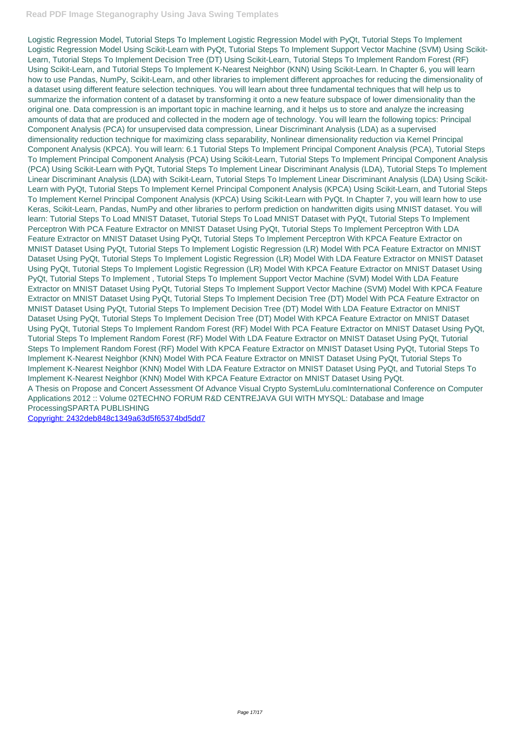Logistic Regression Model, Tutorial Steps To Implement Logistic Regression Model with PyQt, Tutorial Steps To Implement Logistic Regression Model Using Scikit-Learn with PyQt, Tutorial Steps To Implement Support Vector Machine (SVM) Using Scikit-Learn, Tutorial Steps To Implement Decision Tree (DT) Using Scikit-Learn, Tutorial Steps To Implement Random Forest (RF) Using Scikit-Learn, and Tutorial Steps To Implement K-Nearest Neighbor (KNN) Using Scikit-Learn. In Chapter 6, you will learn how to use Pandas, NumPy, Scikit-Learn, and other libraries to implement different approaches for reducing the dimensionality of a dataset using different feature selection techniques. You will learn about three fundamental techniques that will help us to summarize the information content of a dataset by transforming it onto a new feature subspace of lower dimensionality than the original one. Data compression is an important topic in machine learning, and it helps us to store and analyze the increasing amounts of data that are produced and collected in the modern age of technology. You will learn the following topics: Principal Component Analysis (PCA) for unsupervised data compression, Linear Discriminant Analysis (LDA) as a supervised dimensionality reduction technique for maximizing class separability, Nonlinear dimensionality reduction via Kernel Principal Component Analysis (KPCA). You will learn: 6.1 Tutorial Steps To Implement Principal Component Analysis (PCA), Tutorial Steps To Implement Principal Component Analysis (PCA) Using Scikit-Learn, Tutorial Steps To Implement Principal Component Analysis (PCA) Using Scikit-Learn with PyQt, Tutorial Steps To Implement Linear Discriminant Analysis (LDA), Tutorial Steps To Implement Linear Discriminant Analysis (LDA) with Scikit-Learn, Tutorial Steps To Implement Linear Discriminant Analysis (LDA) Using Scikit-Learn with PyQt, Tutorial Steps To Implement Kernel Principal Component Analysis (KPCA) Using Scikit-Learn, and Tutorial Steps To Implement Kernel Principal Component Analysis (KPCA) Using Scikit-Learn with PyQt. In Chapter 7, you will learn how to use Keras, Scikit-Learn, Pandas, NumPy and other libraries to perform prediction on handwritten digits using MNIST dataset. You will learn: Tutorial Steps To Load MNIST Dataset, Tutorial Steps To Load MNIST Dataset with PyQt, Tutorial Steps To Implement Perceptron With PCA Feature Extractor on MNIST Dataset Using PyQt, Tutorial Steps To Implement Perceptron With LDA Feature Extractor on MNIST Dataset Using PyQt, Tutorial Steps To Implement Perceptron With KPCA Feature Extractor on MNIST Dataset Using PyQt, Tutorial Steps To Implement Logistic Regression (LR) Model With PCA Feature Extractor on MNIST Dataset Using PyQt, Tutorial Steps To Implement Logistic Regression (LR) Model With LDA Feature Extractor on MNIST Dataset Using PyQt, Tutorial Steps To Implement Logistic Regression (LR) Model With KPCA Feature Extractor on MNIST Dataset Using PyQt, Tutorial Steps To Implement , Tutorial Steps To Implement Support Vector Machine (SVM) Model With LDA Feature Extractor on MNIST Dataset Using PyQt, Tutorial Steps To Implement Support Vector Machine (SVM) Model With KPCA Feature Extractor on MNIST Dataset Using PyQt, Tutorial Steps To Implement Decision Tree (DT) Model With PCA Feature Extractor on MNIST Dataset Using PyQt, Tutorial Steps To Implement Decision Tree (DT) Model With LDA Feature Extractor on MNIST Dataset Using PyQt, Tutorial Steps To Implement Decision Tree (DT) Model With KPCA Feature Extractor on MNIST Dataset Using PyQt, Tutorial Steps To Implement Random Forest (RF) Model With PCA Feature Extractor on MNIST Dataset Using PyQt, Tutorial Steps To Implement Random Forest (RF) Model With LDA Feature Extractor on MNIST Dataset Using PyQt, Tutorial Steps To Implement Random Forest (RF) Model With KPCA Feature Extractor on MNIST Dataset Using PyQt, Tutorial Steps To Implement K-Nearest Neighbor (KNN) Model With PCA Feature Extractor on MNIST Dataset Using PyQt, Tutorial Steps To Implement K-Nearest Neighbor (KNN) Model With LDA Feature Extractor on MNIST Dataset Using PyQt, and Tutorial Steps To Implement K-Nearest Neighbor (KNN) Model With KPCA Feature Extractor on MNIST Dataset Using PyQt.

A Thesis on Propose and Concert Assessment Of Advance Visual Crypto SystemLulu.comInternational Conference on Computer Applications 2012 :: Volume 02TECHNO FORUM R&D CENTREJAVA GUI WITH MYSQL: Database and Image ProcessingSPARTA PUBLISHING

Copyright: 2432deb848c1349a63d5f65374bd5dd7